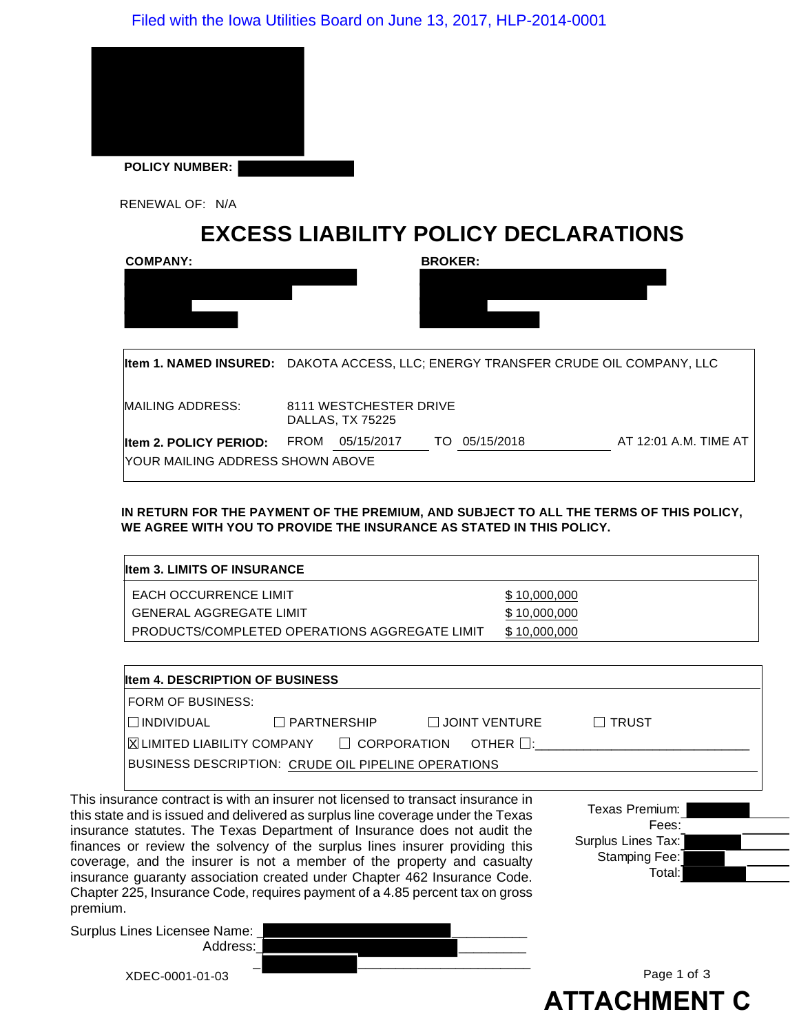Filed with the Iowa Utilities Board on June 13, 2017, HLP-2014-0001

**POLICY NUMBER:**

RENEWAL OF: N/A

# EXCESS LIABILITY POLICY DECLARATIONS

**COMPANY:**

**BROKER:**

| | |
|---|---|
| **Item 1. NAMED INSURED:** | DAKOTA ACCESS, LLC; ENERGY TRANSFER CRUDE OIL COMPANY, LLC |
| MAILING ADDRESS: | 8111 WESTCHESTER DRIVE<br>DALLAS, TX 75225 |
| **Item 2. POLICY PERIOD:** | FROM 05/15/2017 TO 05/15/2018 AT 12:01 A.M. TIME AT YOUR MAILING ADDRESS SHOWN ABOVE |

**IN RETURN FOR THE PAYMENT OF THE PREMIUM, AND SUBJECT TO ALL THE TERMS OF THIS POLICY, WE AGREE WITH YOU TO PROVIDE THE INSURANCE AS STATED IN THIS POLICY.**

| **Item 3. LIMITS OF INSURANCE** | |
|---|---|
| EACH OCCURRENCE LIMIT | $ 10,000,000 |
| GENERAL AGGREGATE LIMIT | $ 10,000,000 |
| PRODUCTS/COMPLETED OPERATIONS AGGREGATE LIMIT | $ 10,000,000 |

**Item 4. DESCRIPTION OF BUSINESS**

FORM OF BUSINESS:

☐ INDIVIDUAL ☐ PARTNERSHIP ☐ JOINT VENTURE ☐ TRUST

☒ LIMITED LIABILITY COMPANY ☐ CORPORATION OTHER ☐:______________________________

BUSINESS DESCRIPTION: CRUDE OIL PIPELINE OPERATIONS

This insurance contract is with an insurer not licensed to transact insurance in this state and is issued and delivered as surplus line coverage under the Texas insurance statutes. The Texas Department of Insurance does not audit the finances or review the solvency of the surplus lines insurer providing this coverage, and the insurer is not a member of the property and casualty insurance guaranty association created under Chapter 462 Insurance Code. Chapter 225, Insurance Code, requires payment of a 4.85 percent tax on gross premium.

Texas Premium:
Fees:
Surplus Lines Tax:
Stamping Fee:
Total:

Surplus Lines Licensee Name: ____________
Address: ____________

XDEC-0001-01-03

**ATTACHMENT C**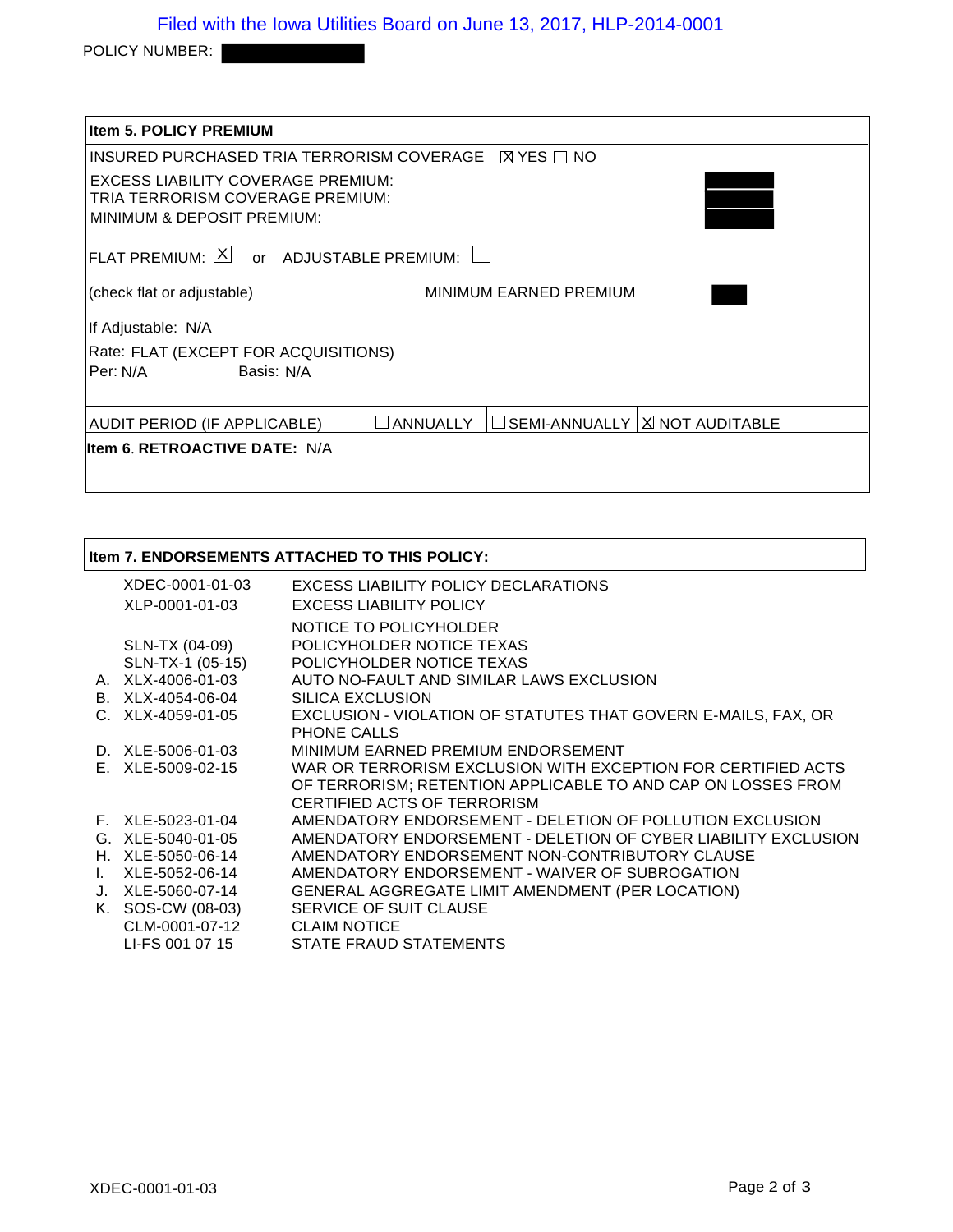Filed with the Iowa Utilities Board on June 13, 2017, HLP-2014-0001

POLICY NUMBER: 

**Item 5. POLICY PREMIUM**

INSURED PURCHASED TRIA TERRORISM COVERAGE ☒ YES ☐ NO

EXCESS LIABILITY COVERAGE PREMIUM:
TRIA TERRORISM COVERAGE PREMIUM:
MINIMUM & DEPOSIT PREMIUM:

FLAT PREMIUM: ☒ or ADJUSTABLE PREMIUM: ☐

(check flat or adjustable) MINIMUM EARNED PREMIUM

If Adjustable: N/A

Rate: FLAT (EXCEPT FOR ACQUISITIONS)
Per: N/A Basis: N/A

AUDIT PERIOD (IF APPLICABLE) ☐ ANNUALLY ☐ SEMI-ANNUALLY ☒ NOT AUDITABLE

**Item 6. RETROACTIVE DATE:** N/A

**Item 7. ENDORSEMENTS ATTACHED TO THIS POLICY:**

| | Form | Title |
|---|---|---|
| | XDEC-0001-01-03 | EXCESS LIABILITY POLICY DECLARATIONS |
| | XLP-0001-01-03 | EXCESS LIABILITY POLICY |
| | | NOTICE TO POLICYHOLDER |
| | SLN-TX (04-09) | POLICYHOLDER NOTICE TEXAS |
| | SLN-TX-1 (05-15) | POLICYHOLDER NOTICE TEXAS |
| A. | XLX-4006-01-03 | AUTO NO-FAULT AND SIMILAR LAWS EXCLUSION |
| B. | XLX-4054-06-04 | SILICA EXCLUSION |
| C. | XLX-4059-01-05 | EXCLUSION - VIOLATION OF STATUTES THAT GOVERN E-MAILS, FAX, OR PHONE CALLS |
| D. | XLE-5006-01-03 | MINIMUM EARNED PREMIUM ENDORSEMENT |
| E. | XLE-5009-02-15 | WAR OR TERRORISM EXCLUSION WITH EXCEPTION FOR CERTIFIED ACTS OF TERRORISM; RETENTION APPLICABLE TO AND CAP ON LOSSES FROM CERTIFIED ACTS OF TERRORISM |
| F. | XLE-5023-01-04 | AMENDATORY ENDORSEMENT - DELETION OF POLLUTION EXCLUSION |
| G. | XLE-5040-01-05 | AMENDATORY ENDORSEMENT - DELETION OF CYBER LIABILITY EXCLUSION |
| H. | XLE-5050-06-14 | AMENDATORY ENDORSEMENT NON-CONTRIBUTORY CLAUSE |
| I. | XLE-5052-06-14 | AMENDATORY ENDORSEMENT - WAIVER OF SUBROGATION |
| J. | XLE-5060-07-14 | GENERAL AGGREGATE LIMIT AMENDMENT (PER LOCATION) |
| K. | SOS-CW (08-03) | SERVICE OF SUIT CLAUSE |
| | CLM-0001-07-12 | CLAIM NOTICE |
| | LI-FS 001 07 15 | STATE FRAUD STATEMENTS |

XDEC-0001-01-03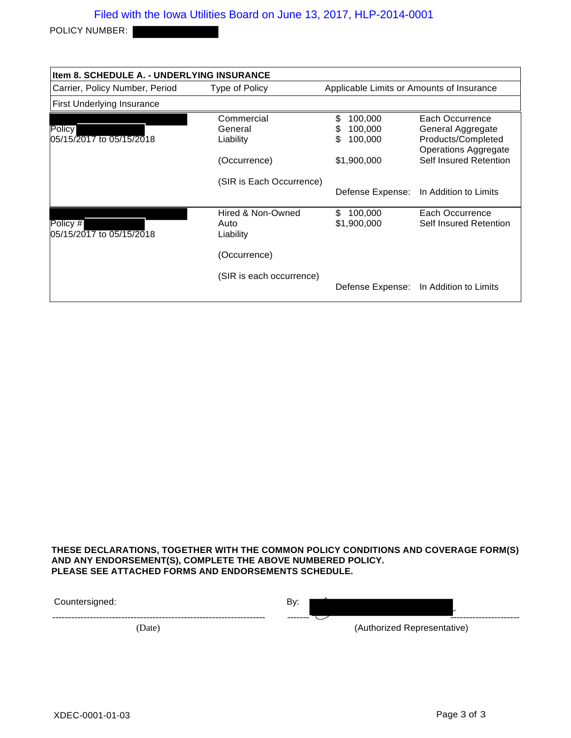Filed with the Iowa Utilities Board on June 13, 2017, HLP-2014-0001

POLICY NUMBER: 

| Item 8. SCHEDULE A. - UNDERLYING INSURANCE | | | |
|---|---|---|---|
| Carrier, Policy Number, Period | Type of Policy | Applicable Limits or Amounts of Insurance | |
| First Underlying Insurance | | | |
| Policy<br>05/15/2017 to 05/15/2018 | Commercial General Liability<br><br>(Occurrence)<br><br>(SIR is Each Occurrence) | $ 100,000<br>$ 100,000<br>$ 100,000<br><br>$1,900,000<br><br>Defense Expense: | Each Occurrence<br>General Aggregate<br>Products/Completed Operations Aggregate<br>Self Insured Retention<br><br>In Addition to Limits |
| Policy #<br>05/15/2017 to 05/15/2018 | Hired & Non-Owned Auto Liability<br><br>(Occurrence)<br><br>(SIR is each occurrence) | $ 100,000<br>$1,900,000<br><br>Defense Expense: | Each Occurrence<br>Self Insured Retention<br><br>In Addition to Limits |

**THESE DECLARATIONS, TOGETHER WITH THE COMMON POLICY CONDITIONS AND COVERAGE FORM(S) AND ANY ENDORSEMENT(S), COMPLETE THE ABOVE NUMBERED POLICY.**
**PLEASE SEE ATTACHED FORMS AND ENDORSEMENTS SCHEDULE.**

Countersigned: ______________________ By: ______________________

(Date) (Authorized Representative)

XDEC-0001-01-03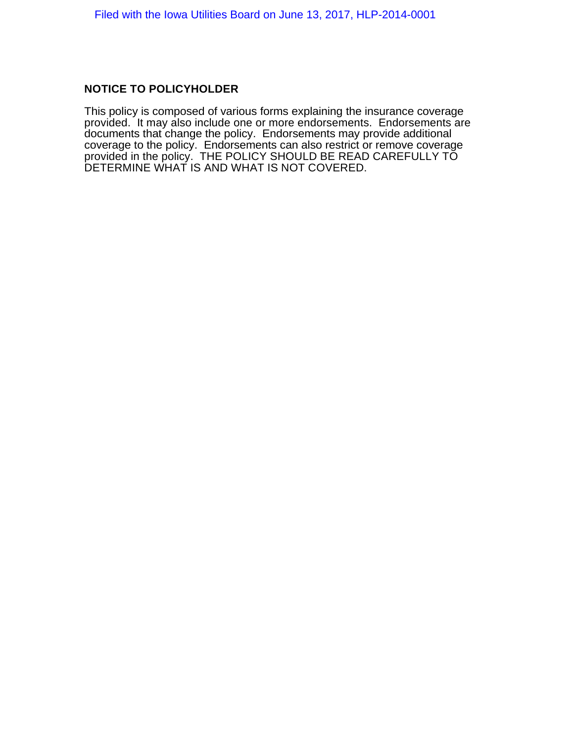**NOTICE TO POLICYHOLDER**

This policy is composed of various forms explaining the insurance coverage provided. It may also include one or more endorsements. Endorsements are documents that change the policy. Endorsements may provide additional coverage to the policy. Endorsements can also restrict or remove coverage provided in the policy. THE POLICY SHOULD BE READ CAREFULLY TO DETERMINE WHAT IS AND WHAT IS NOT COVERED.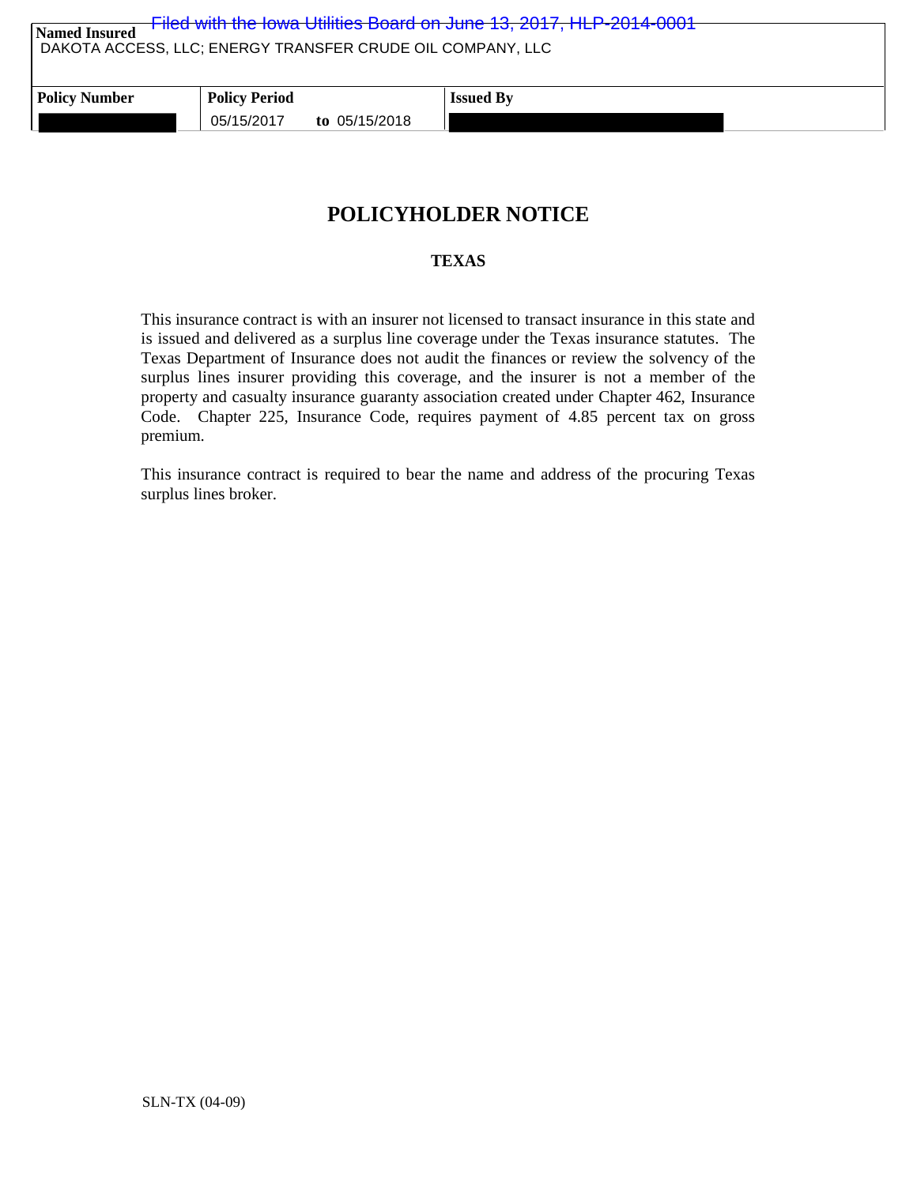Filed with the Iowa Utilities Board on June 13, 2017, HLP-2014-0001

| Named Insured | | |
| --- | --- | --- |
| DAKOTA ACCESS, LLC; ENERGY TRANSFER CRUDE OIL COMPANY, LLC | | |
| **Policy Number** | **Policy Period** | **Issued By** |
| | 05/15/2017 **to** 05/15/2018 | |

# POLICYHOLDER NOTICE

## TEXAS

This insurance contract is with an insurer not licensed to transact insurance in this state and is issued and delivered as a surplus line coverage under the Texas insurance statutes. The Texas Department of Insurance does not audit the finances or review the solvency of the surplus lines insurer providing this coverage, and the insurer is not a member of the property and casualty insurance guaranty association created under Chapter 462, Insurance Code. Chapter 225, Insurance Code, requires payment of 4.85 percent tax on gross premium.

This insurance contract is required to bear the name and address of the procuring Texas surplus lines broker.

SLN-TX (04-09)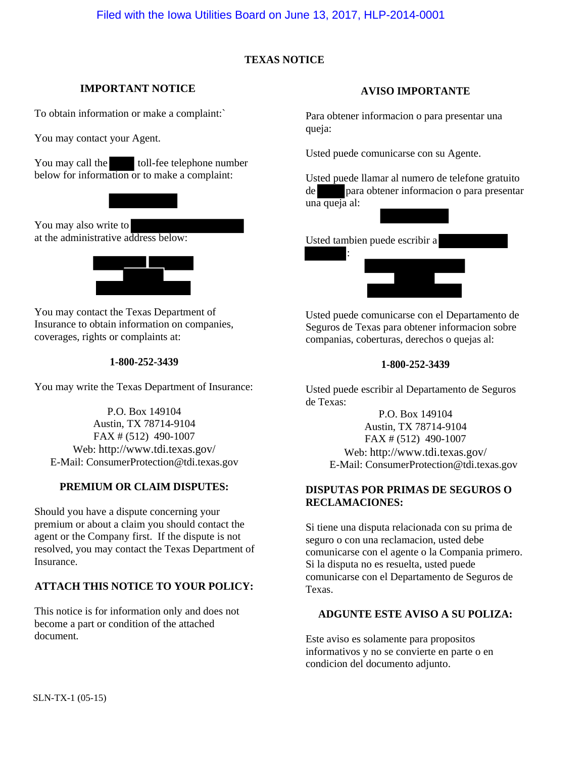Filed with the Iowa Utilities Board on June 13, 2017, HLP-2014-0001

# TEXAS NOTICE

## IMPORTANT NOTICE

To obtain information or make a complaint:`

You may contact your Agent.

You may call the toll-fee telephone number below for information or to make a complaint:

You may also write to at the administrative address below:

You may contact the Texas Department of Insurance to obtain information on companies, coverages, rights or complaints at:

**1-800-252-3439**

You may write the Texas Department of Insurance:

P.O. Box 149104
Austin, TX 78714-9104
FAX # (512) 490-1007
Web: http://www.tdi.texas.gov/
E-Mail: ConsumerProtection@tdi.texas.gov

### PREMIUM OR CLAIM DISPUTES:

Should you have a dispute concerning your premium or about a claim you should contact the agent or the Company first. If the dispute is not resolved, you may contact the Texas Department of Insurance.

### ATTACH THIS NOTICE TO YOUR POLICY:

This notice is for information only and does not become a part or condition of the attached document.

## AVISO IMPORTANTE

Para obtener informacion o para presentar una queja:

Usted puede comunicarse con su Agente.

Usted puede llamar al numero de telefone gratuito de para obtener informacion o para presentar una queja al:

Usted tambien puede escribir a :

Usted puede comunicarse con el Departamento de Seguros de Texas para obtener informacion sobre companias, coberturas, derechos o quejas al:

**1-800-252-3439**

Usted puede escribir al Departamento de Seguros de Texas:

P.O. Box 149104
Austin, TX 78714-9104
FAX # (512) 490-1007
Web: http://www.tdi.texas.gov/
E-Mail: ConsumerProtection@tdi.texas.gov

### DISPUTAS POR PRIMAS DE SEGUROS O RECLAMACIONES:

Si tiene una disputa relacionada con su prima de seguro o con una reclamacion, usted debe comunicarse con el agente o la Compania primero. Si la disputa no es resuelta, usted puede comunicarse con el Departamento de Seguros de Texas.

### ADGUNTE ESTE AVISO A SU POLIZA:

Este aviso es solamente para propositos informativos y no se convierte en parte o en condicion del documento adjunto.

SLN-TX-1 (05-15)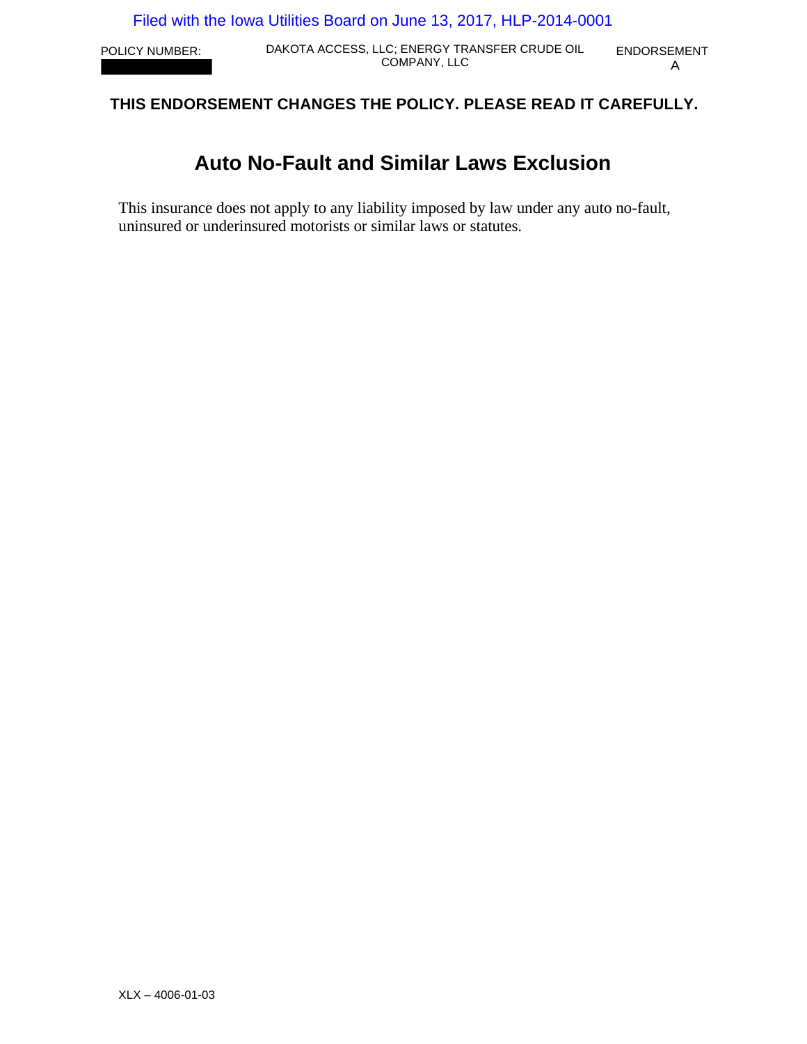POLICY NUMBER: [REDACTED] | DAKOTA ACCESS, LLC; ENERGY TRANSFER CRUDE OIL COMPANY, LLC | ENDORSEMENT A

**THIS ENDORSEMENT CHANGES THE POLICY. PLEASE READ IT CAREFULLY.**

# Auto No-Fault and Similar Laws Exclusion

This insurance does not apply to any liability imposed by law under any auto no-fault, uninsured or underinsured motorists or similar laws or statutes.

XLX – 4006-01-03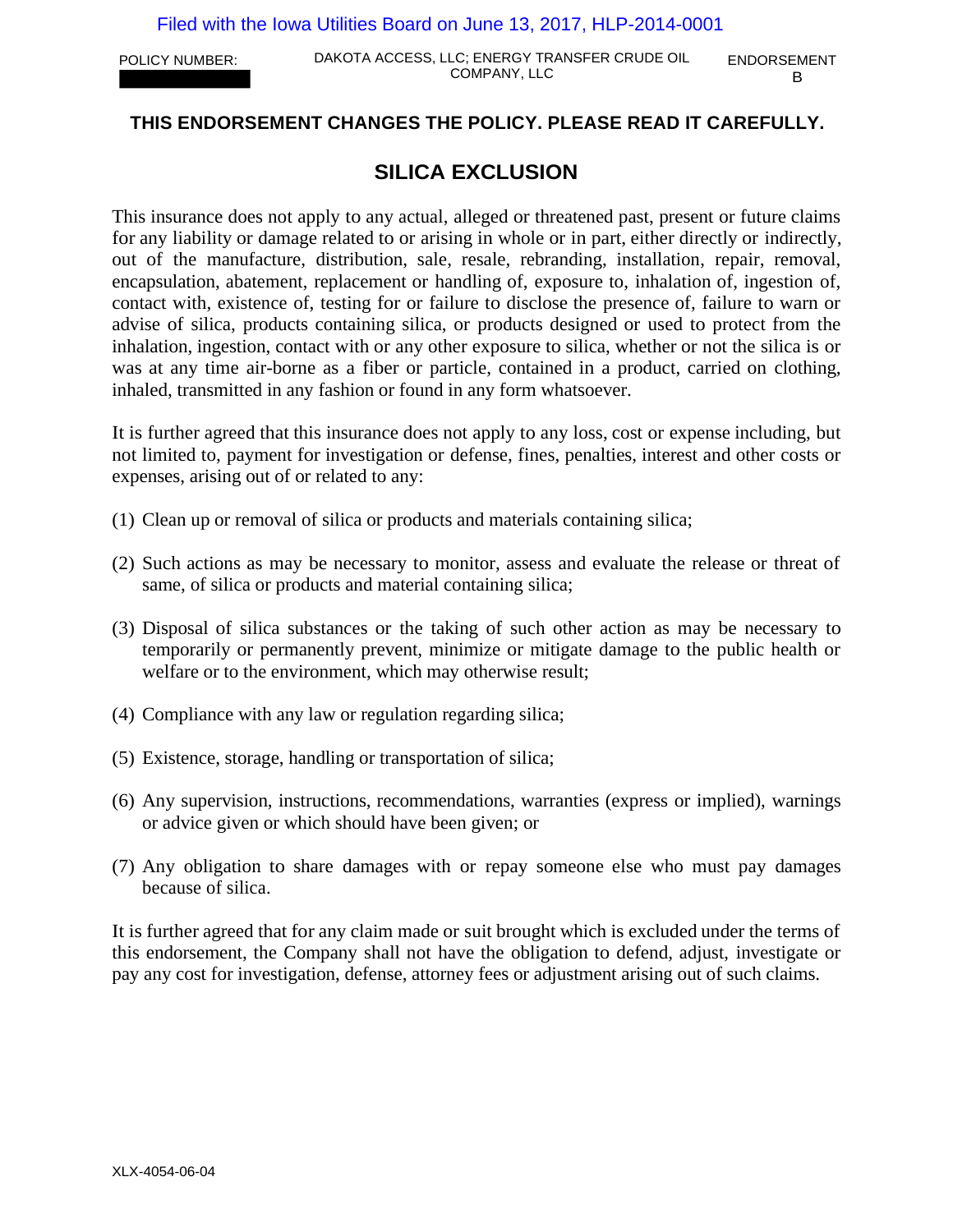POLICY NUMBER: DAKOTA ACCESS, LLC; ENERGY TRANSFER CRUDE OIL COMPANY, LLC ENDORSEMENT B

**THIS ENDORSEMENT CHANGES THE POLICY. PLEASE READ IT CAREFULLY.**

# SILICA EXCLUSION

This insurance does not apply to any actual, alleged or threatened past, present or future claims for any liability or damage related to or arising in whole or in part, either directly or indirectly, out of the manufacture, distribution, sale, resale, rebranding, installation, repair, removal, encapsulation, abatement, replacement or handling of, exposure to, inhalation of, ingestion of, contact with, existence of, testing for or failure to disclose the presence of, failure to warn or advise of silica, products containing silica, or products designed or used to protect from the inhalation, ingestion, contact with or any other exposure to silica, whether or not the silica is or was at any time air-borne as a fiber or particle, contained in a product, carried on clothing, inhaled, transmitted in any fashion or found in any form whatsoever.

It is further agreed that this insurance does not apply to any loss, cost or expense including, but not limited to, payment for investigation or defense, fines, penalties, interest and other costs or expenses, arising out of or related to any:

(1) Clean up or removal of silica or products and materials containing silica;

(2) Such actions as may be necessary to monitor, assess and evaluate the release or threat of same, of silica or products and material containing silica;

(3) Disposal of silica substances or the taking of such other action as may be necessary to temporarily or permanently prevent, minimize or mitigate damage to the public health or welfare or to the environment, which may otherwise result;

(4) Compliance with any law or regulation regarding silica;

(5) Existence, storage, handling or transportation of silica;

(6) Any supervision, instructions, recommendations, warranties (express or implied), warnings or advice given or which should have been given; or

(7) Any obligation to share damages with or repay someone else who must pay damages because of silica.

It is further agreed that for any claim made or suit brought which is excluded under the terms of this endorsement, the Company shall not have the obligation to defend, adjust, investigate or pay any cost for investigation, defense, attorney fees or adjustment arising out of such claims.

XLX-4054-06-04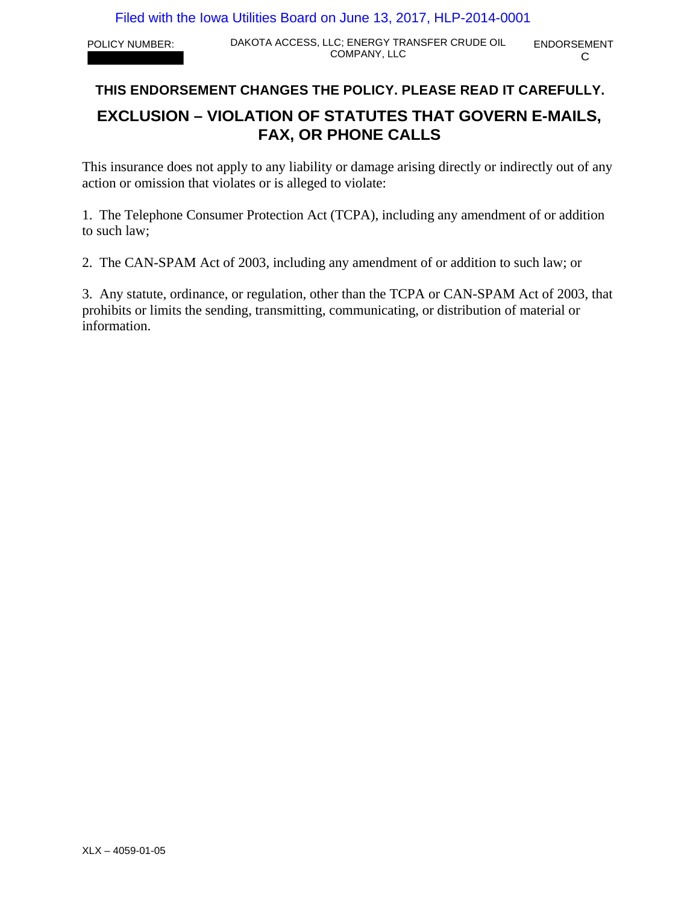POLICY NUMBER: ████████ | DAKOTA ACCESS, LLC; ENERGY TRANSFER CRUDE OIL COMPANY, LLC | ENDORSEMENT C

**THIS ENDORSEMENT CHANGES THE POLICY. PLEASE READ IT CAREFULLY.**

## EXCLUSION – VIOLATION OF STATUTES THAT GOVERN E-MAILS, FAX, OR PHONE CALLS

This insurance does not apply to any liability or damage arising directly or indirectly out of any action or omission that violates or is alleged to violate:

1. The Telephone Consumer Protection Act (TCPA), including any amendment of or addition to such law;

2. The CAN-SPAM Act of 2003, including any amendment of or addition to such law; or

3. Any statute, ordinance, or regulation, other than the TCPA or CAN-SPAM Act of 2003, that prohibits or limits the sending, transmitting, communicating, or distribution of material or information.

XLX – 4059-01-05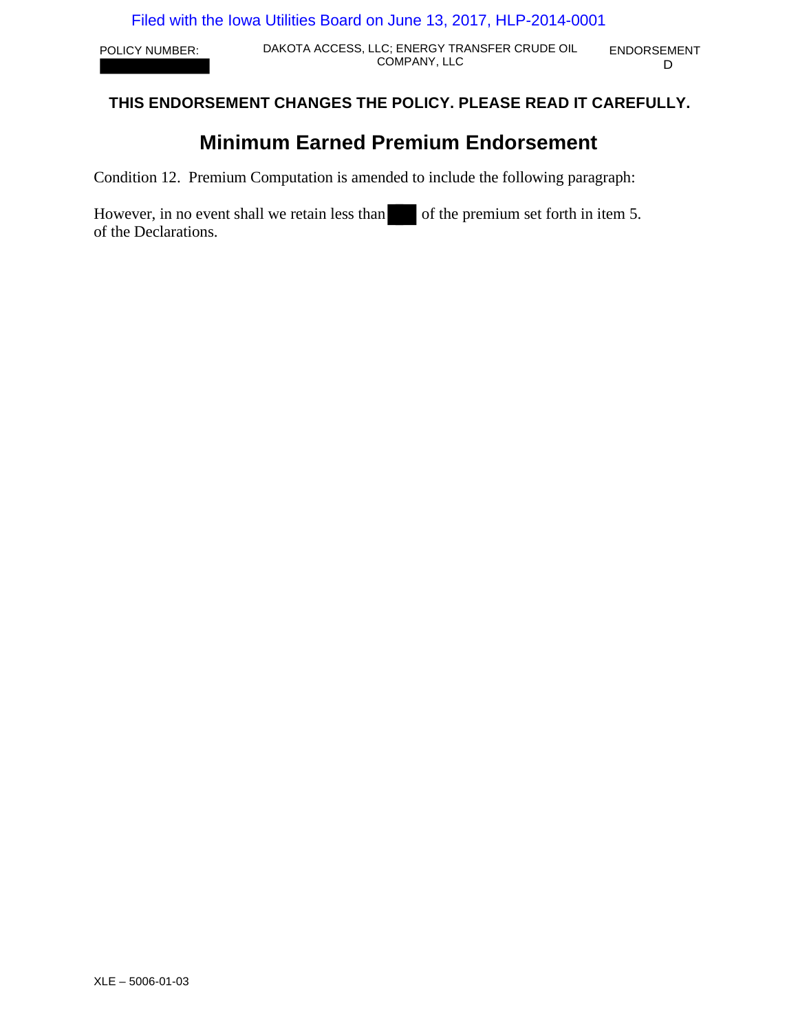POLICY NUMBER: ██████ | DAKOTA ACCESS, LLC; ENERGY TRANSFER CRUDE OIL COMPANY, LLC | ENDORSEMENT D

**THIS ENDORSEMENT CHANGES THE POLICY. PLEASE READ IT CAREFULLY.**

# Minimum Earned Premium Endorsement

Condition 12. Premium Computation is amended to include the following paragraph:

However, in no event shall we retain less than ███ of the premium set forth in item 5. of the Declarations.

XLE – 5006-01-03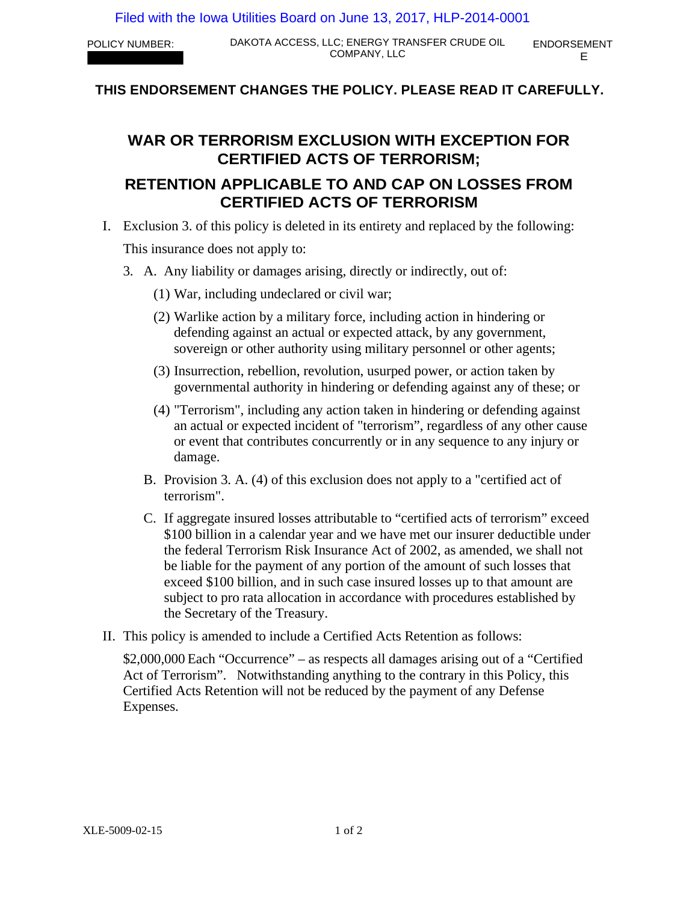Filed with the Iowa Utilities Board on June 13, 2017, HLP-2014-0001

POLICY NUMBER: DAKOTA ACCESS, LLC; ENERGY TRANSFER CRUDE OIL COMPANY, LLC ENDORSEMENT E

**THIS ENDORSEMENT CHANGES THE POLICY. PLEASE READ IT CAREFULLY.**

# WAR OR TERRORISM EXCLUSION WITH EXCEPTION FOR CERTIFIED ACTS OF TERRORISM;

# RETENTION APPLICABLE TO AND CAP ON LOSSES FROM CERTIFIED ACTS OF TERRORISM

I. Exclusion 3. of this policy is deleted in its entirety and replaced by the following:

   This insurance does not apply to:

   3. A. Any liability or damages arising, directly or indirectly, out of:

      (1) War, including undeclared or civil war;

      (2) Warlike action by a military force, including action in hindering or defending against an actual or expected attack, by any government, sovereign or other authority using military personnel or other agents;

      (3) Insurrection, rebellion, revolution, usurped power, or action taken by governmental authority in hindering or defending against any of these; or

      (4) "Terrorism", including any action taken in hindering or defending against an actual or expected incident of "terrorism", regardless of any other cause or event that contributes concurrently or in any sequence to any injury or damage.

      B. Provision 3. A. (4) of this exclusion does not apply to a "certified act of terrorism".

      C. If aggregate insured losses attributable to "certified acts of terrorism" exceed $100 billion in a calendar year and we have met our insurer deductible under the federal Terrorism Risk Insurance Act of 2002, as amended, we shall not be liable for the payment of any portion of the amount of such losses that exceed $100 billion, and in such case insured losses up to that amount are subject to pro rata allocation in accordance with procedures established by the Secretary of the Treasury.

II. This policy is amended to include a Certified Acts Retention as follows:

   $2,000,000 Each "Occurrence" – as respects all damages arising out of a "Certified Act of Terrorism". Notwithstanding anything to the contrary in this Policy, this Certified Acts Retention will not be reduced by the payment of any Defense Expenses.

XLE-5009-02-15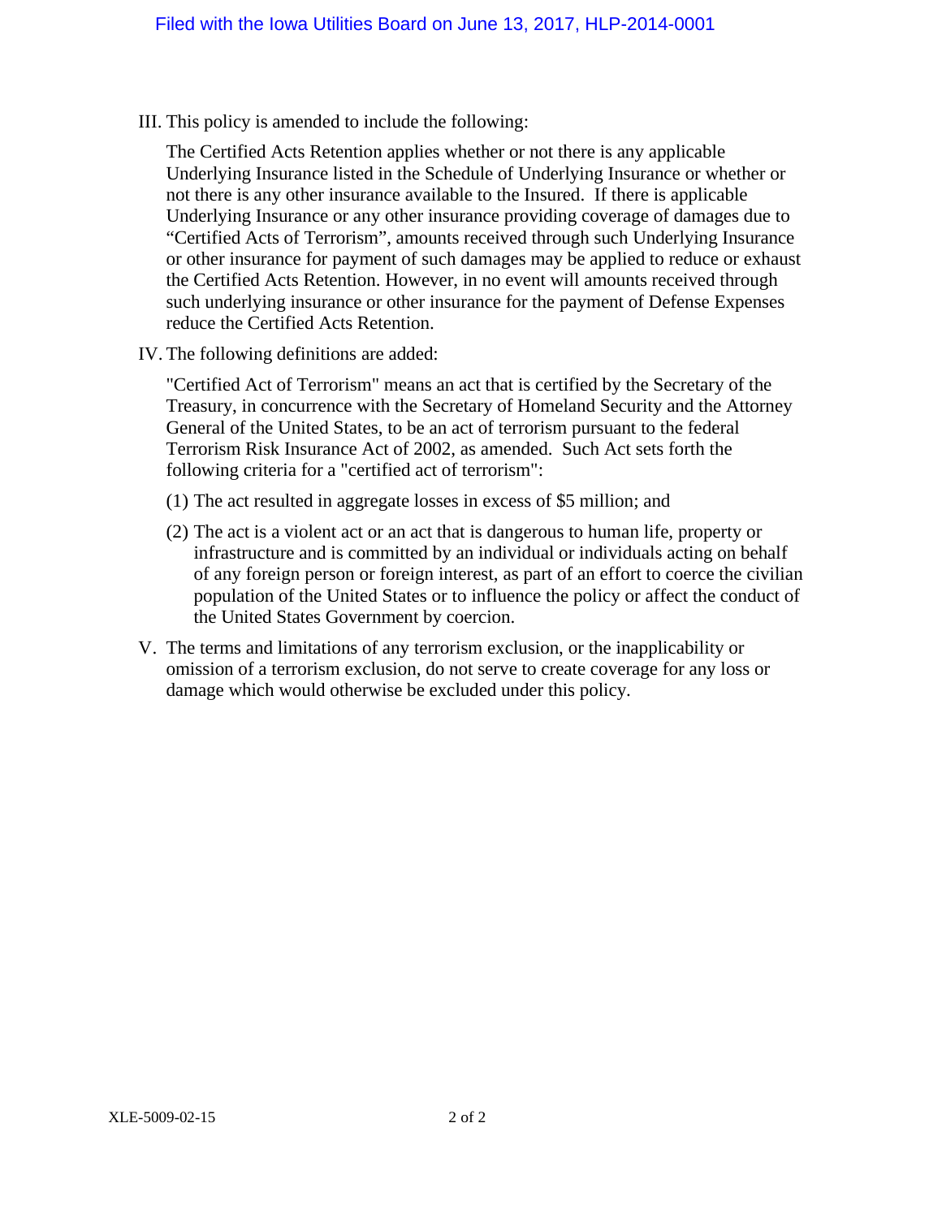III. This policy is amended to include the following:

The Certified Acts Retention applies whether or not there is any applicable Underlying Insurance listed in the Schedule of Underlying Insurance or whether or not there is any other insurance available to the Insured. If there is applicable Underlying Insurance or any other insurance providing coverage of damages due to "Certified Acts of Terrorism", amounts received through such Underlying Insurance or other insurance for payment of such damages may be applied to reduce or exhaust the Certified Acts Retention. However, in no event will amounts received through such underlying insurance or other insurance for the payment of Defense Expenses reduce the Certified Acts Retention.

IV. The following definitions are added:

"Certified Act of Terrorism" means an act that is certified by the Secretary of the Treasury, in concurrence with the Secretary of Homeland Security and the Attorney General of the United States, to be an act of terrorism pursuant to the federal Terrorism Risk Insurance Act of 2002, as amended. Such Act sets forth the following criteria for a "certified act of terrorism":

(1) The act resulted in aggregate losses in excess of $5 million; and

(2) The act is a violent act or an act that is dangerous to human life, property or infrastructure and is committed by an individual or individuals acting on behalf of any foreign person or foreign interest, as part of an effort to coerce the civilian population of the United States or to influence the policy or affect the conduct of the United States Government by coercion.

V. The terms and limitations of any terrorism exclusion, or the inapplicability or omission of a terrorism exclusion, do not serve to create coverage for any loss or damage which would otherwise be excluded under this policy.

XLE-5009-02-15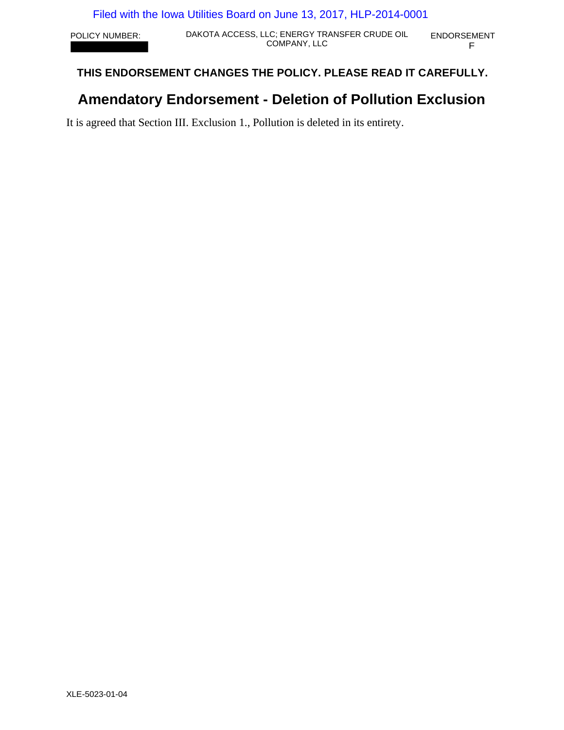| POLICY NUMBER: | DAKOTA ACCESS, LLC; ENERGY TRANSFER CRUDE OIL COMPANY, LLC | ENDORSEMENT F |
| --- | --- | --- |

**THIS ENDORSEMENT CHANGES THE POLICY. PLEASE READ IT CAREFULLY.**

# Amendatory Endorsement - Deletion of Pollution Exclusion

It is agreed that Section III. Exclusion 1., Pollution is deleted in its entirety.

XLE-5023-01-04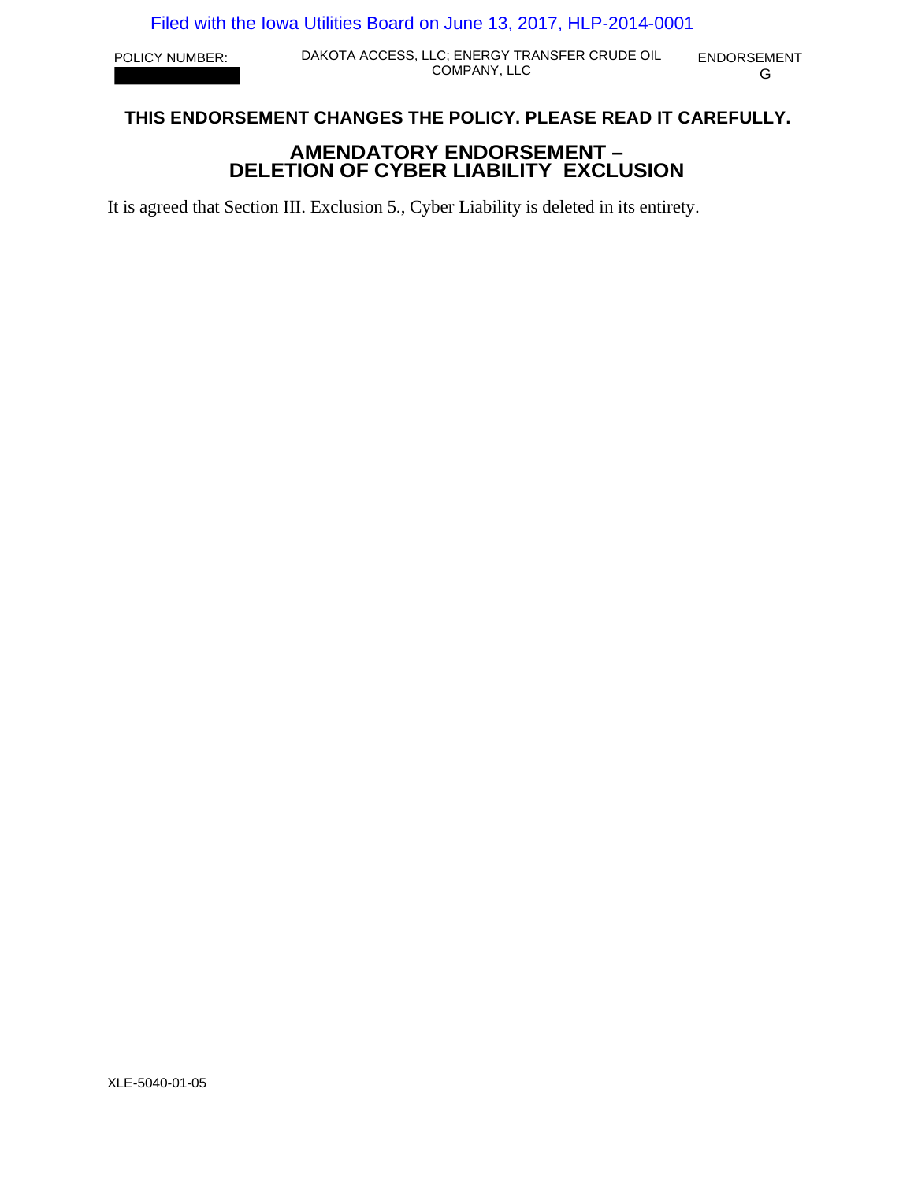POLICY NUMBER: ████████ | DAKOTA ACCESS, LLC; ENERGY TRANSFER CRUDE OIL COMPANY, LLC | ENDORSEMENT G

**THIS ENDORSEMENT CHANGES THE POLICY. PLEASE READ IT CAREFULLY.**

## AMENDATORY ENDORSEMENT – DELETION OF CYBER LIABILITY EXCLUSION

It is agreed that Section III. Exclusion 5., Cyber Liability is deleted in its entirety.

XLE-5040-01-05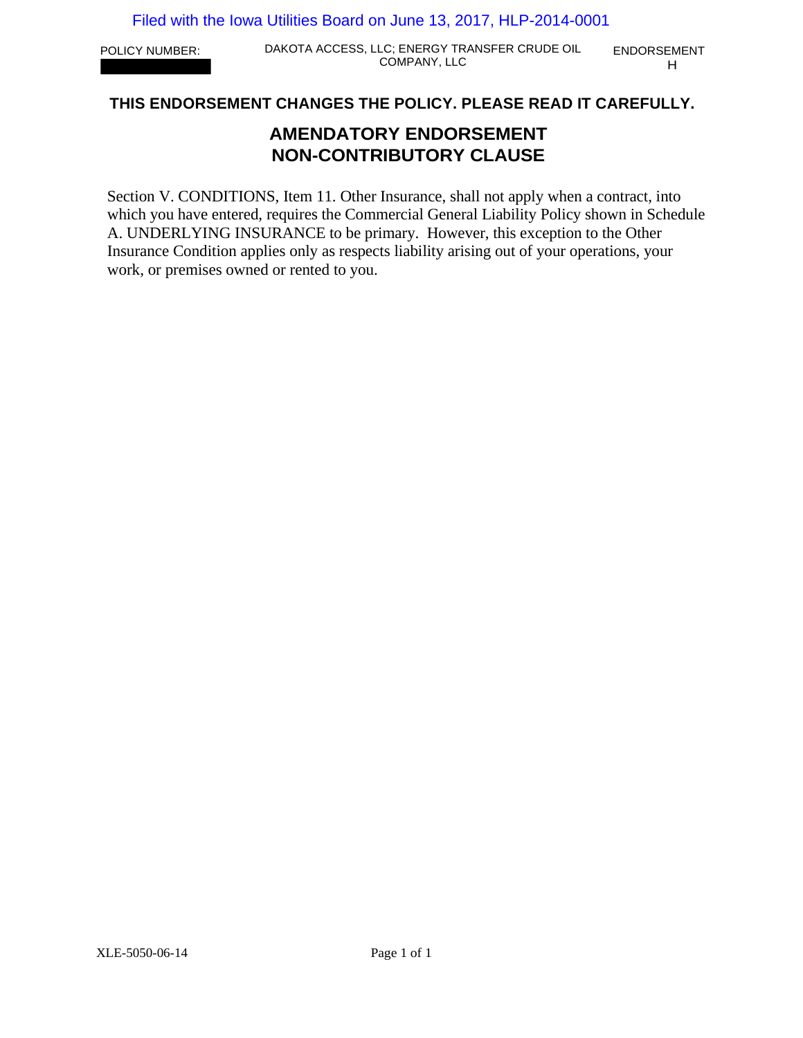POLICY NUMBER: 

DAKOTA ACCESS, LLC; ENERGY TRANSFER CRUDE OIL COMPANY, LLC

ENDORSEMENT H

**THIS ENDORSEMENT CHANGES THE POLICY. PLEASE READ IT CAREFULLY.**

## AMENDATORY ENDORSEMENT
## NON-CONTRIBUTORY CLAUSE

Section V. CONDITIONS, Item 11. Other Insurance, shall not apply when a contract, into which you have entered, requires the Commercial General Liability Policy shown in Schedule A. UNDERLYING INSURANCE to be primary. However, this exception to the Other Insurance Condition applies only as respects liability arising out of your operations, your work, or premises owned or rented to you.

XLE-5050-06-14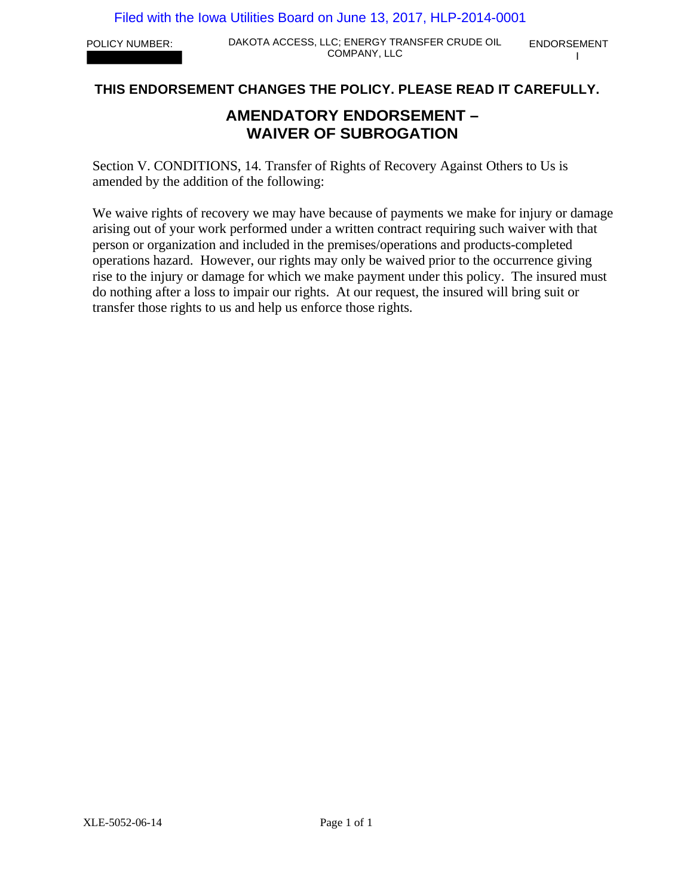Filed with the Iowa Utilities Board on June 13, 2017, HLP-2014-0001

POLICY NUMBER: DAKOTA ACCESS, LLC; ENERGY TRANSFER CRUDE OIL COMPANY, LLC ENDORSEMENT I

**THIS ENDORSEMENT CHANGES THE POLICY. PLEASE READ IT CAREFULLY.**

## AMENDATORY ENDORSEMENT – WAIVER OF SUBROGATION

Section V. CONDITIONS, 14. Transfer of Rights of Recovery Against Others to Us is amended by the addition of the following:

We waive rights of recovery we may have because of payments we make for injury or damage arising out of your work performed under a written contract requiring such waiver with that person or organization and included in the premises/operations and products-completed operations hazard. However, our rights may only be waived prior to the occurrence giving rise to the injury or damage for which we make payment under this policy. The insured must do nothing after a loss to impair our rights. At our request, the insured will bring suit or transfer those rights to us and help us enforce those rights.

XLE-5052-06-14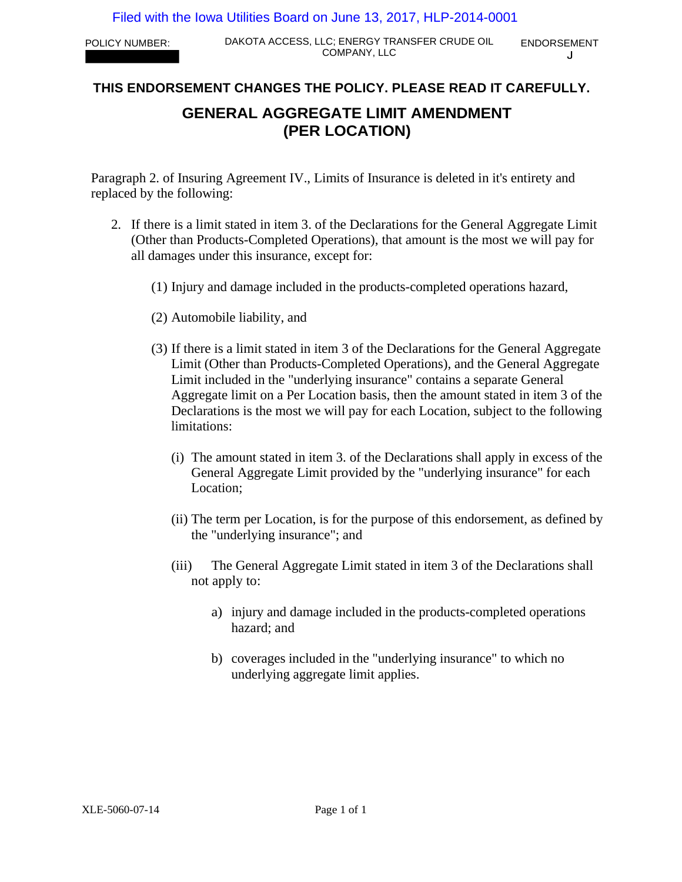Filed with the Iowa Utilities Board on June 13, 2017, HLP-2014-0001

POLICY NUMBER: ████████ | DAKOTA ACCESS, LLC; ENERGY TRANSFER CRUDE OIL COMPANY, LLC | ENDORSEMENT J

**THIS ENDORSEMENT CHANGES THE POLICY. PLEASE READ IT CAREFULLY.**

# GENERAL AGGREGATE LIMIT AMENDMENT (PER LOCATION)

Paragraph 2. of Insuring Agreement IV., Limits of Insurance is deleted in it's entirety and replaced by the following:

2. If there is a limit stated in item 3. of the Declarations for the General Aggregate Limit (Other than Products-Completed Operations), that amount is the most we will pay for all damages under this insurance, except for:

   (1) Injury and damage included in the products-completed operations hazard,

   (2) Automobile liability, and

   (3) If there is a limit stated in item 3 of the Declarations for the General Aggregate Limit (Other than Products-Completed Operations), and the General Aggregate Limit included in the "underlying insurance" contains a separate General Aggregate limit on a Per Location basis, then the amount stated in item 3 of the Declarations is the most we will pay for each Location, subject to the following limitations:

      (i) The amount stated in item 3. of the Declarations shall apply in excess of the General Aggregate Limit provided by the "underlying insurance" for each Location;

      (ii) The term per Location, is for the purpose of this endorsement, as defined by the "underlying insurance"; and

      (iii) The General Aggregate Limit stated in item 3 of the Declarations shall not apply to:

         a) injury and damage included in the products-completed operations hazard; and

         b) coverages included in the "underlying insurance" to which no underlying aggregate limit applies.

XLE-5060-07-14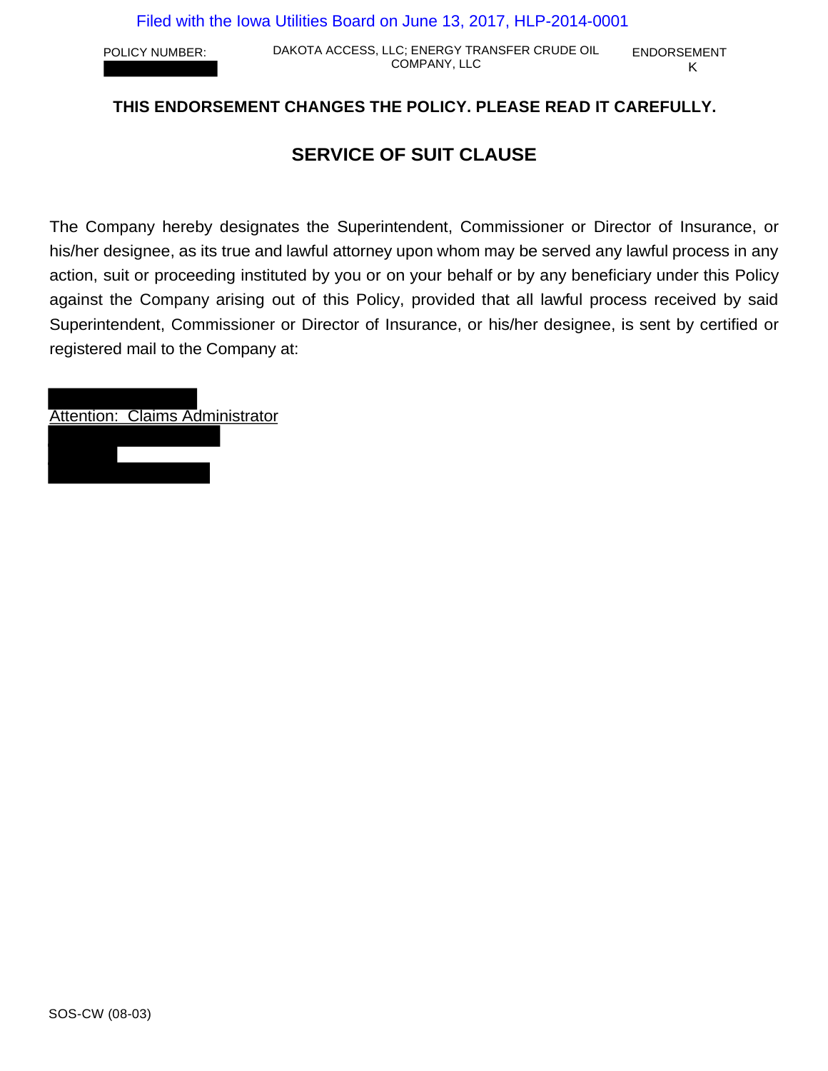POLICY NUMBER: [REDACTED]

DAKOTA ACCESS, LLC; ENERGY TRANSFER CRUDE OIL COMPANY, LLC

ENDORSEMENT K

**THIS ENDORSEMENT CHANGES THE POLICY. PLEASE READ IT CAREFULLY.**

## SERVICE OF SUIT CLAUSE

The Company hereby designates the Superintendent, Commissioner or Director of Insurance, or his/her designee, as its true and lawful attorney upon whom may be served any lawful process in any action, suit or proceeding instituted by you or on your behalf or by any beneficiary under this Policy against the Company arising out of this Policy, provided that all lawful process received by said Superintendent, Commissioner or Director of Insurance, or his/her designee, is sent by certified or registered mail to the Company at:

[REDACTED]
Attention: Claims Administrator
[REDACTED]
[REDACTED]
[REDACTED]

SOS-CW (08-03)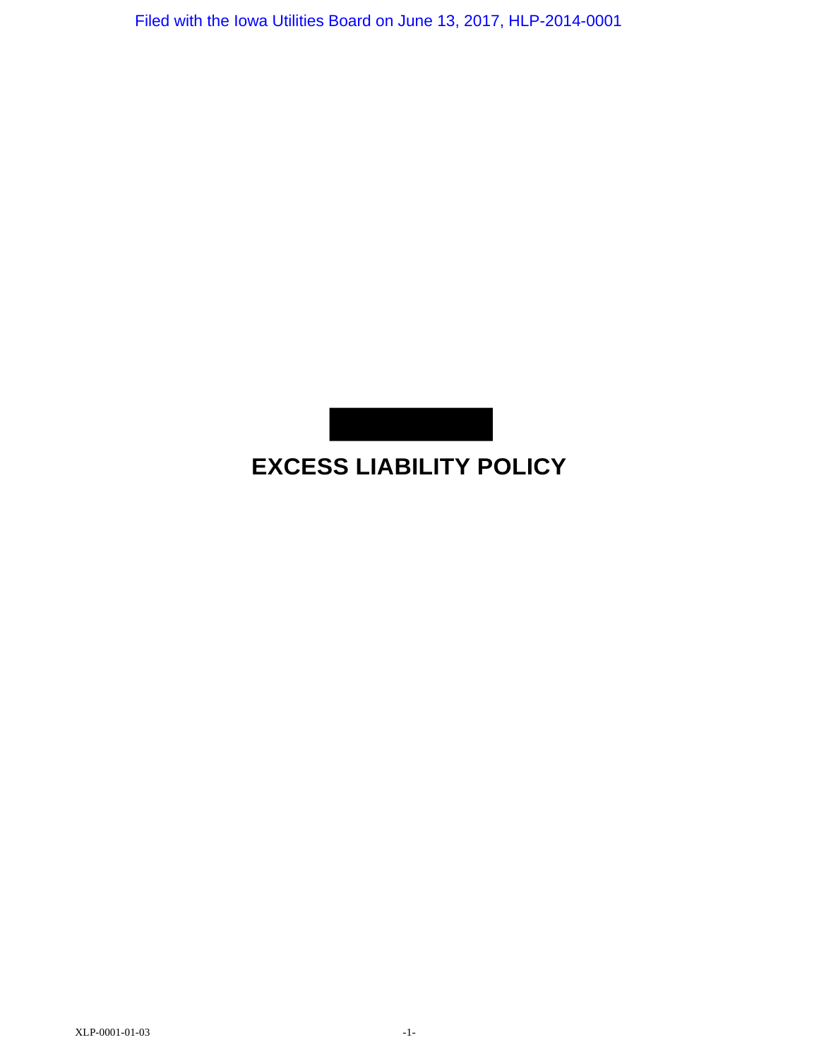# EXCESS LIABILITY POLICY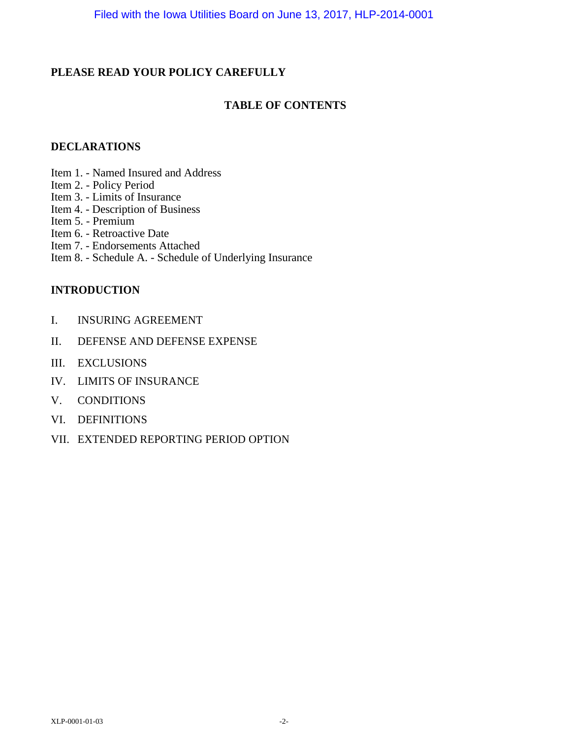**PLEASE READ YOUR POLICY CAREFULLY**

## TABLE OF CONTENTS

### DECLARATIONS

Item 1. - Named Insured and Address
Item 2. - Policy Period
Item 3. - Limits of Insurance
Item 4. - Description of Business
Item 5. - Premium
Item 6. - Retroactive Date
Item 7. - Endorsements Attached
Item 8. - Schedule A. - Schedule of Underlying Insurance

### INTRODUCTION

I. INSURING AGREEMENT

II. DEFENSE AND DEFENSE EXPENSE

III. EXCLUSIONS

IV. LIMITS OF INSURANCE

V. CONDITIONS

VI. DEFINITIONS

VII. EXTENDED REPORTING PERIOD OPTION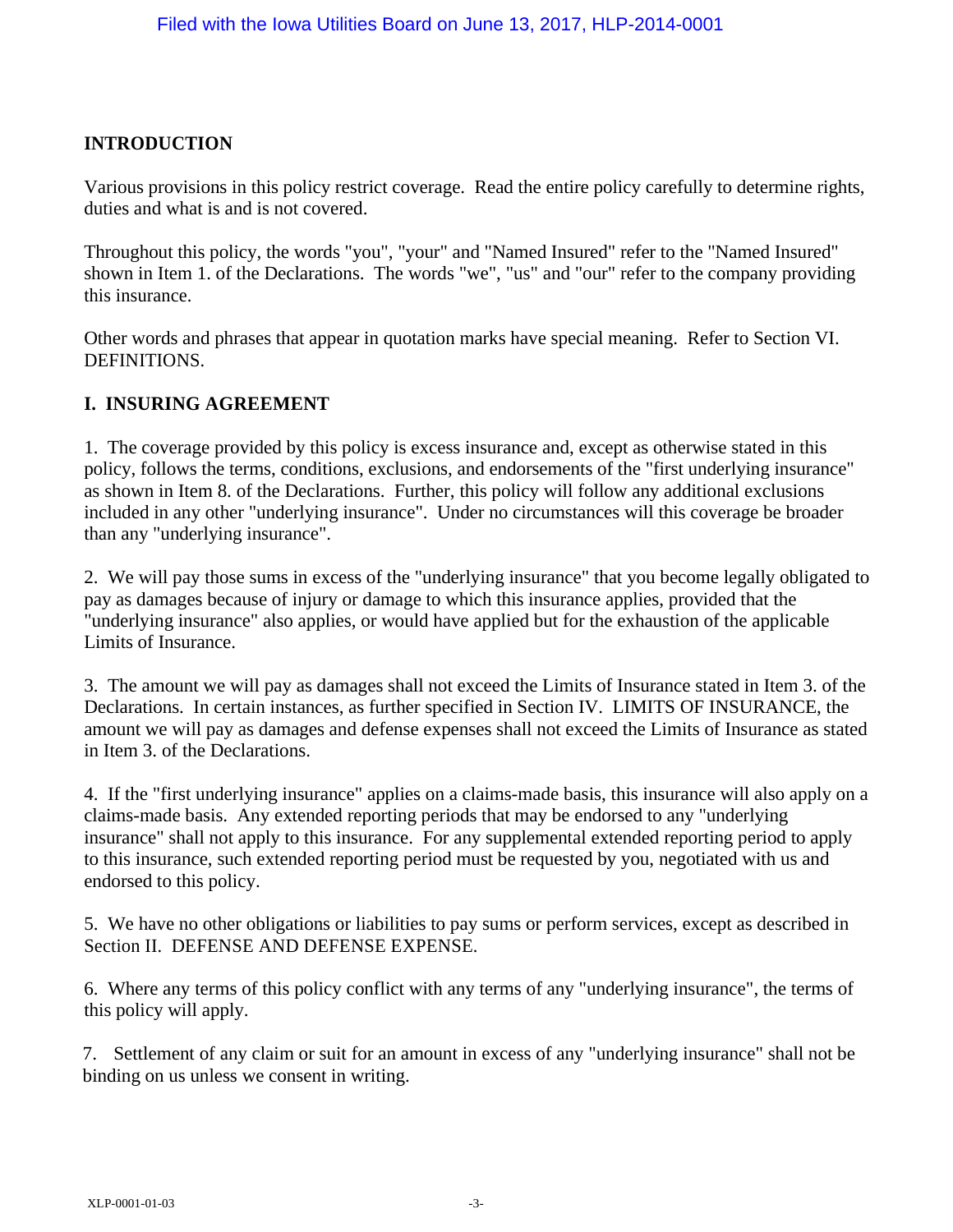## INTRODUCTION

Various provisions in this policy restrict coverage. Read the entire policy carefully to determine rights, duties and what is and is not covered.

Throughout this policy, the words "you", "your" and "Named Insured" refer to the "Named Insured" shown in Item 1. of the Declarations. The words "we", "us" and "our" refer to the company providing this insurance.

Other words and phrases that appear in quotation marks have special meaning. Refer to Section VI. DEFINITIONS.

## I. INSURING AGREEMENT

1. The coverage provided by this policy is excess insurance and, except as otherwise stated in this policy, follows the terms, conditions, exclusions, and endorsements of the "first underlying insurance" as shown in Item 8. of the Declarations. Further, this policy will follow any additional exclusions included in any other "underlying insurance". Under no circumstances will this coverage be broader than any "underlying insurance".

2. We will pay those sums in excess of the "underlying insurance" that you become legally obligated to pay as damages because of injury or damage to which this insurance applies, provided that the "underlying insurance" also applies, or would have applied but for the exhaustion of the applicable Limits of Insurance.

3. The amount we will pay as damages shall not exceed the Limits of Insurance stated in Item 3. of the Declarations. In certain instances, as further specified in Section IV. LIMITS OF INSURANCE, the amount we will pay as damages and defense expenses shall not exceed the Limits of Insurance as stated in Item 3. of the Declarations.

4. If the "first underlying insurance" applies on a claims-made basis, this insurance will also apply on a claims-made basis. Any extended reporting periods that may be endorsed to any "underlying insurance" shall not apply to this insurance. For any supplemental extended reporting period to apply to this insurance, such extended reporting period must be requested by you, negotiated with us and endorsed to this policy.

5. We have no other obligations or liabilities to pay sums or perform services, except as described in Section II. DEFENSE AND DEFENSE EXPENSE.

6. Where any terms of this policy conflict with any terms of any "underlying insurance", the terms of this policy will apply.

7. Settlement of any claim or suit for an amount in excess of any "underlying insurance" shall not be binding on us unless we consent in writing.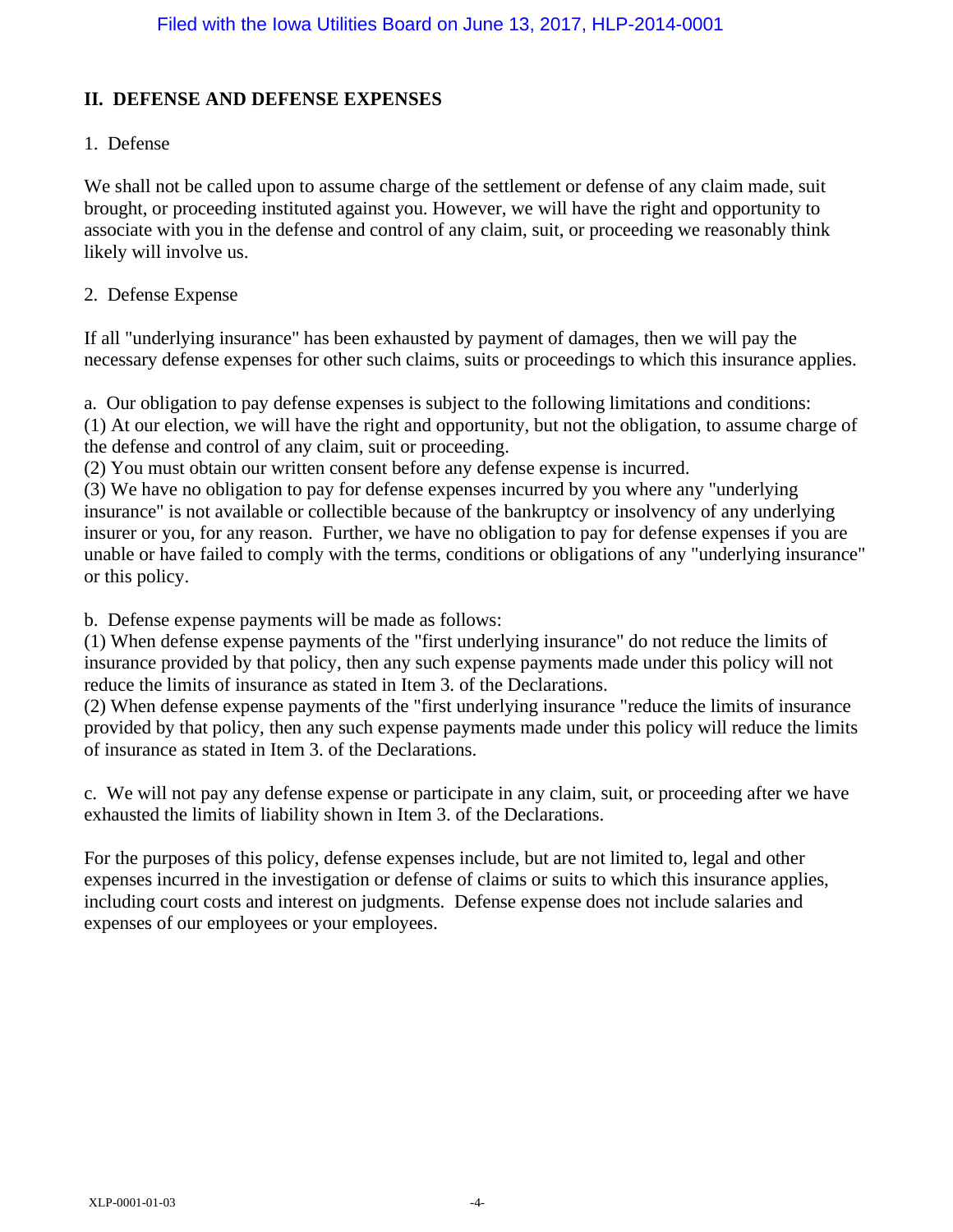## II. DEFENSE AND DEFENSE EXPENSES

1. Defense

We shall not be called upon to assume charge of the settlement or defense of any claim made, suit brought, or proceeding instituted against you. However, we will have the right and opportunity to associate with you in the defense and control of any claim, suit, or proceeding we reasonably think likely will involve us.

2. Defense Expense

If all "underlying insurance" has been exhausted by payment of damages, then we will pay the necessary defense expenses for other such claims, suits or proceedings to which this insurance applies.

a. Our obligation to pay defense expenses is subject to the following limitations and conditions:
(1) At our election, we will have the right and opportunity, but not the obligation, to assume charge of the defense and control of any claim, suit or proceeding.
(2) You must obtain our written consent before any defense expense is incurred.
(3) We have no obligation to pay for defense expenses incurred by you where any "underlying insurance" is not available or collectible because of the bankruptcy or insolvency of any underlying insurer or you, for any reason. Further, we have no obligation to pay for defense expenses if you are unable or have failed to comply with the terms, conditions or obligations of any "underlying insurance" or this policy.

b. Defense expense payments will be made as follows:
(1) When defense expense payments of the "first underlying insurance" do not reduce the limits of insurance provided by that policy, then any such expense payments made under this policy will not reduce the limits of insurance as stated in Item 3. of the Declarations.
(2) When defense expense payments of the "first underlying insurance "reduce the limits of insurance provided by that policy, then any such expense payments made under this policy will reduce the limits of insurance as stated in Item 3. of the Declarations.

c. We will not pay any defense expense or participate in any claim, suit, or proceeding after we have exhausted the limits of liability shown in Item 3. of the Declarations.

For the purposes of this policy, defense expenses include, but are not limited to, legal and other expenses incurred in the investigation or defense of claims or suits to which this insurance applies, including court costs and interest on judgments. Defense expense does not include salaries and expenses of our employees or your employees.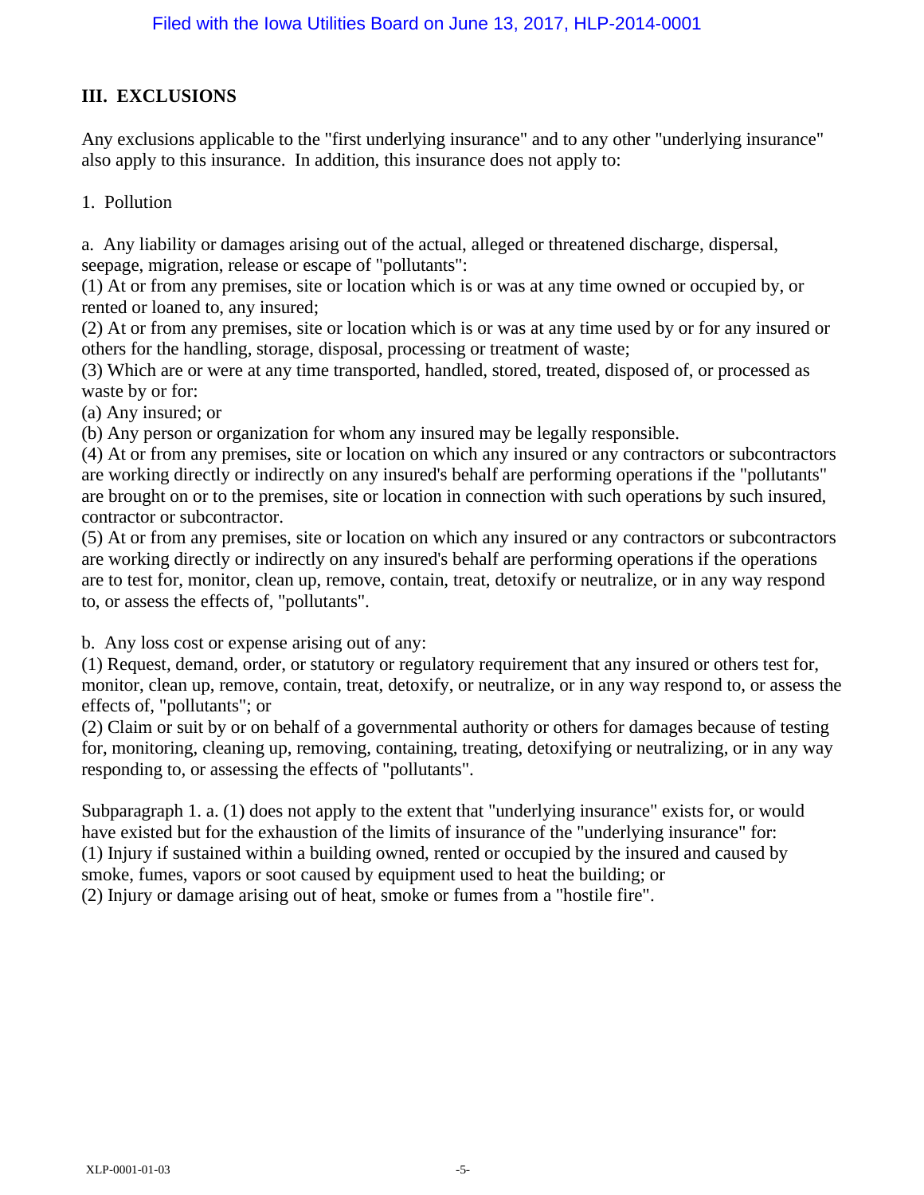## III. EXCLUSIONS

Any exclusions applicable to the "first underlying insurance" and to any other "underlying insurance" also apply to this insurance. In addition, this insurance does not apply to:

1. Pollution

a. Any liability or damages arising out of the actual, alleged or threatened discharge, dispersal, seepage, migration, release or escape of "pollutants":
(1) At or from any premises, site or location which is or was at any time owned or occupied by, or rented or loaned to, any insured;
(2) At or from any premises, site or location which is or was at any time used by or for any insured or others for the handling, storage, disposal, processing or treatment of waste;
(3) Which are or were at any time transported, handled, stored, treated, disposed of, or processed as waste by or for:
(a) Any insured; or
(b) Any person or organization for whom any insured may be legally responsible.
(4) At or from any premises, site or location on which any insured or any contractors or subcontractors are working directly or indirectly on any insured's behalf are performing operations if the "pollutants" are brought on or to the premises, site or location in connection with such operations by such insured, contractor or subcontractor.
(5) At or from any premises, site or location on which any insured or any contractors or subcontractors are working directly or indirectly on any insured's behalf are performing operations if the operations are to test for, monitor, clean up, remove, contain, treat, detoxify or neutralize, or in any way respond to, or assess the effects of, "pollutants".

b. Any loss cost or expense arising out of any:
(1) Request, demand, order, or statutory or regulatory requirement that any insured or others test for, monitor, clean up, remove, contain, treat, detoxify, or neutralize, or in any way respond to, or assess the effects of, "pollutants"; or
(2) Claim or suit by or on behalf of a governmental authority or others for damages because of testing for, monitoring, cleaning up, removing, containing, treating, detoxifying or neutralizing, or in any way responding to, or assessing the effects of "pollutants".

Subparagraph 1. a. (1) does not apply to the extent that "underlying insurance" exists for, or would have existed but for the exhaustion of the limits of insurance of the "underlying insurance" for:
(1) Injury if sustained within a building owned, rented or occupied by the insured and caused by smoke, fumes, vapors or soot caused by equipment used to heat the building; or
(2) Injury or damage arising out of heat, smoke or fumes from a "hostile fire".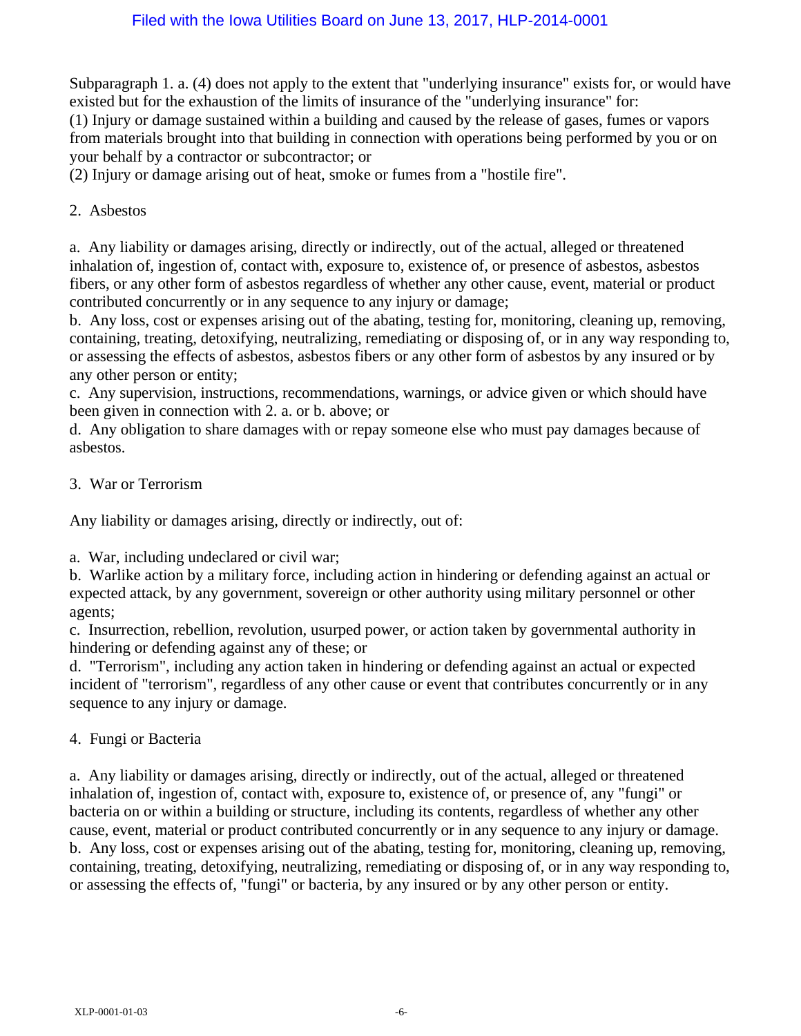Subparagraph 1. a. (4) does not apply to the extent that "underlying insurance" exists for, or would have existed but for the exhaustion of the limits of insurance of the "underlying insurance" for:
(1) Injury or damage sustained within a building and caused by the release of gases, fumes or vapors from materials brought into that building in connection with operations being performed by you or on your behalf by a contractor or subcontractor; or
(2) Injury or damage arising out of heat, smoke or fumes from a "hostile fire".

2. Asbestos

a. Any liability or damages arising, directly or indirectly, out of the actual, alleged or threatened inhalation of, ingestion of, contact with, exposure to, existence of, or presence of asbestos, asbestos fibers, or any other form of asbestos regardless of whether any other cause, event, material or product contributed concurrently or in any sequence to any injury or damage;
b. Any loss, cost or expenses arising out of the abating, testing for, monitoring, cleaning up, removing, containing, treating, detoxifying, neutralizing, remediating or disposing of, or in any way responding to, or assessing the effects of asbestos, asbestos fibers or any other form of asbestos by any insured or by any other person or entity;
c. Any supervision, instructions, recommendations, warnings, or advice given or which should have been given in connection with 2. a. or b. above; or
d. Any obligation to share damages with or repay someone else who must pay damages because of asbestos.

3. War or Terrorism

Any liability or damages arising, directly or indirectly, out of:

a. War, including undeclared or civil war;
b. Warlike action by a military force, including action in hindering or defending against an actual or expected attack, by any government, sovereign or other authority using military personnel or other agents;
c. Insurrection, rebellion, revolution, usurped power, or action taken by governmental authority in hindering or defending against any of these; or
d. "Terrorism", including any action taken in hindering or defending against an actual or expected incident of "terrorism", regardless of any other cause or event that contributes concurrently or in any sequence to any injury or damage.

4. Fungi or Bacteria

a. Any liability or damages arising, directly or indirectly, out of the actual, alleged or threatened inhalation of, ingestion of, contact with, exposure to, existence of, or presence of, any "fungi" or bacteria on or within a building or structure, including its contents, regardless of whether any other cause, event, material or product contributed concurrently or in any sequence to any injury or damage.
b. Any loss, cost or expenses arising out of the abating, testing for, monitoring, cleaning up, removing, containing, treating, detoxifying, neutralizing, remediating or disposing of, or in any way responding to, or assessing the effects of, "fungi" or bacteria, by any insured or by any other person or entity.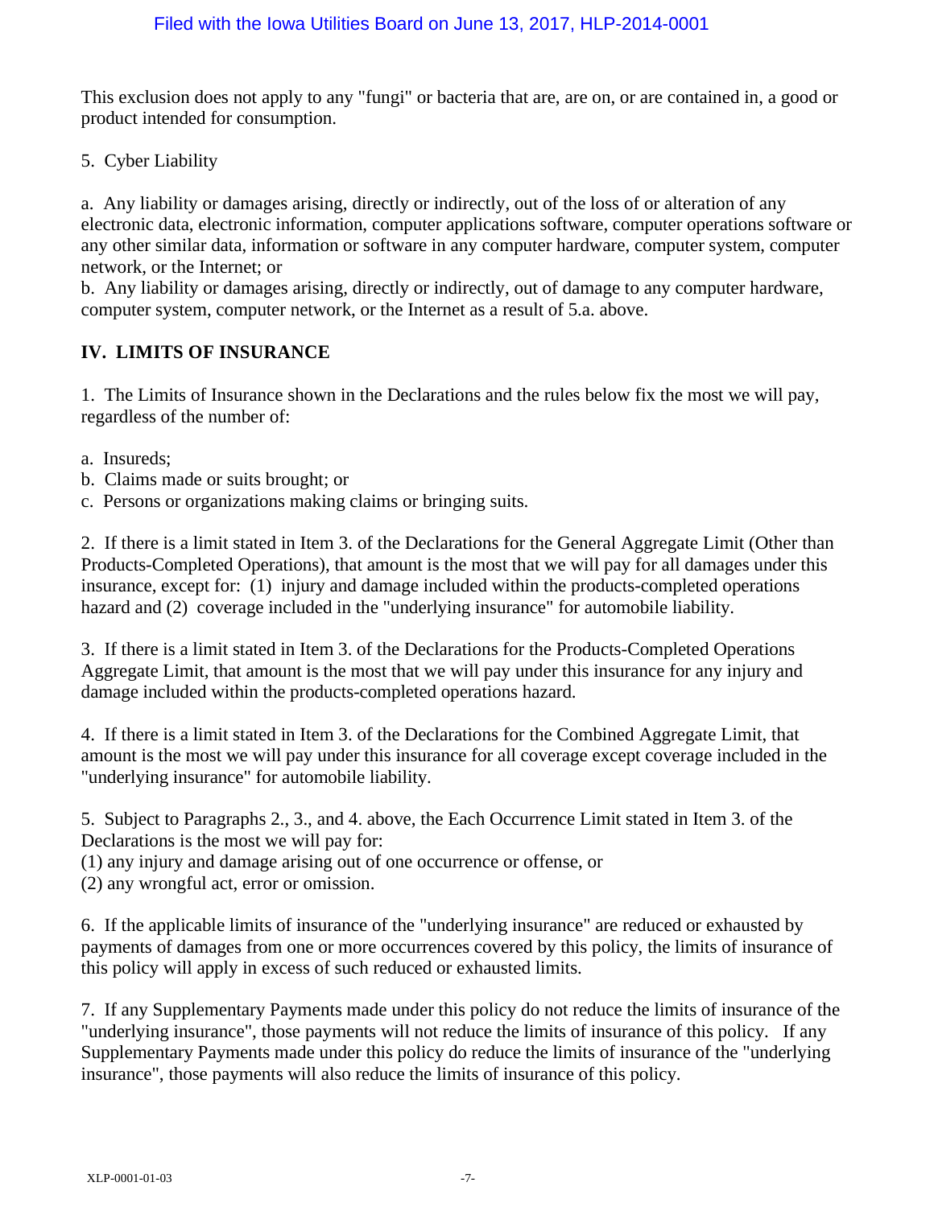This exclusion does not apply to any "fungi" or bacteria that are, are on, or are contained in, a good or product intended for consumption.

5. Cyber Liability

a. Any liability or damages arising, directly or indirectly, out of the loss of or alteration of any electronic data, electronic information, computer applications software, computer operations software or any other similar data, information or software in any computer hardware, computer system, computer network, or the Internet; or

b. Any liability or damages arising, directly or indirectly, out of damage to any computer hardware, computer system, computer network, or the Internet as a result of 5.a. above.

## IV. LIMITS OF INSURANCE

1. The Limits of Insurance shown in the Declarations and the rules below fix the most we will pay, regardless of the number of:

a. Insureds;
b. Claims made or suits brought; or
c. Persons or organizations making claims or bringing suits.

2. If there is a limit stated in Item 3. of the Declarations for the General Aggregate Limit (Other than Products-Completed Operations), that amount is the most that we will pay for all damages under this insurance, except for: (1) injury and damage included within the products-completed operations hazard and (2) coverage included in the "underlying insurance" for automobile liability.

3. If there is a limit stated in Item 3. of the Declarations for the Products-Completed Operations Aggregate Limit, that amount is the most that we will pay under this insurance for any injury and damage included within the products-completed operations hazard.

4. If there is a limit stated in Item 3. of the Declarations for the Combined Aggregate Limit, that amount is the most we will pay under this insurance for all coverage except coverage included in the "underlying insurance" for automobile liability.

5. Subject to Paragraphs 2., 3., and 4. above, the Each Occurrence Limit stated in Item 3. of the Declarations is the most we will pay for:
(1) any injury and damage arising out of one occurrence or offense, or
(2) any wrongful act, error or omission.

6. If the applicable limits of insurance of the "underlying insurance" are reduced or exhausted by payments of damages from one or more occurrences covered by this policy, the limits of insurance of this policy will apply in excess of such reduced or exhausted limits.

7. If any Supplementary Payments made under this policy do not reduce the limits of insurance of the "underlying insurance", those payments will not reduce the limits of insurance of this policy. If any Supplementary Payments made under this policy do reduce the limits of insurance of the "underlying insurance", those payments will also reduce the limits of insurance of this policy.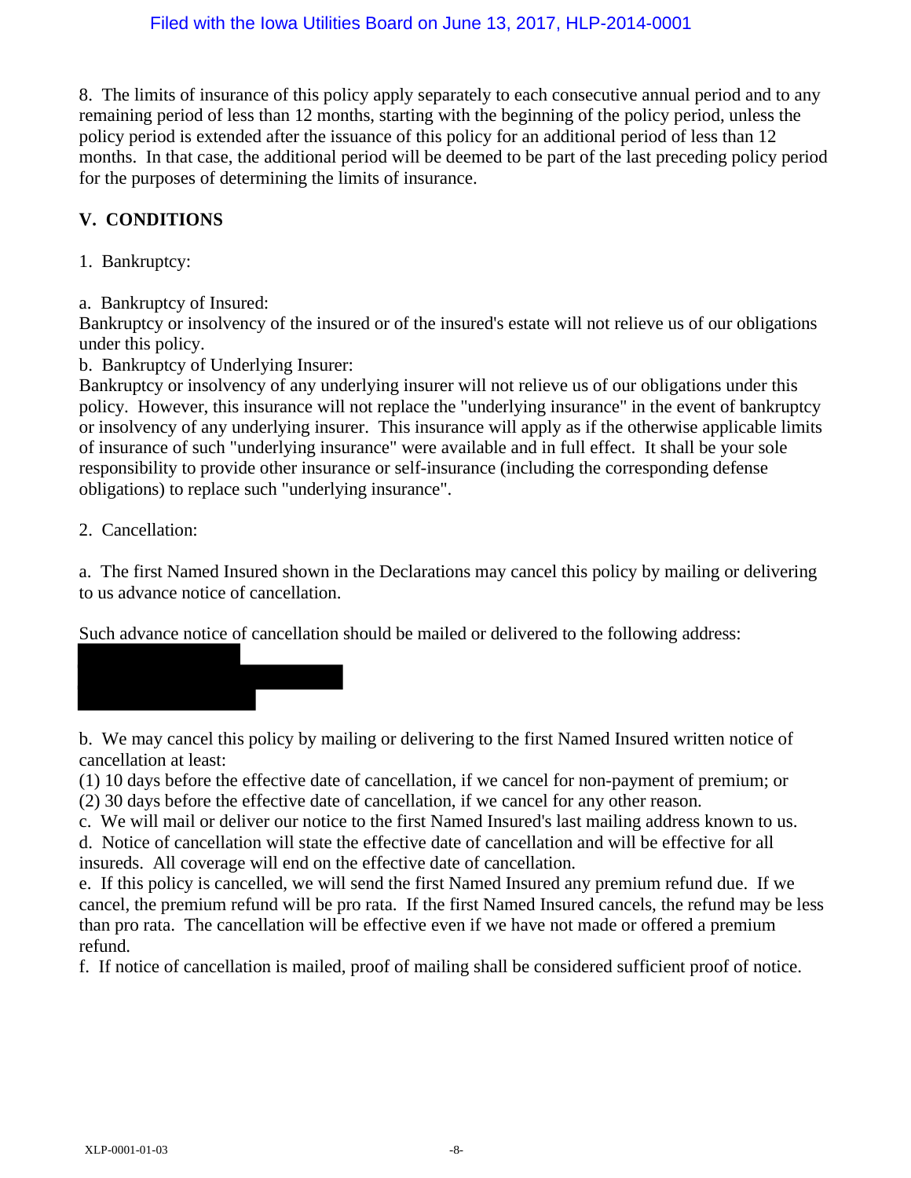8. The limits of insurance of this policy apply separately to each consecutive annual period and to any remaining period of less than 12 months, starting with the beginning of the policy period, unless the policy period is extended after the issuance of this policy for an additional period of less than 12 months. In that case, the additional period will be deemed to be part of the last preceding policy period for the purposes of determining the limits of insurance.

## V. CONDITIONS

1. Bankruptcy:

a. Bankruptcy of Insured:
Bankruptcy or insolvency of the insured or of the insured's estate will not relieve us of our obligations under this policy.

b. Bankruptcy of Underlying Insurer:
Bankruptcy or insolvency of any underlying insurer will not relieve us of our obligations under this policy. However, this insurance will not replace the "underlying insurance" in the event of bankruptcy or insolvency of any underlying insurer. This insurance will apply as if the otherwise applicable limits of insurance of such "underlying insurance" were available and in full effect. It shall be your sole responsibility to provide other insurance or self-insurance (including the corresponding defense obligations) to replace such "underlying insurance".

2. Cancellation:

a. The first Named Insured shown in the Declarations may cancel this policy by mailing or delivering to us advance notice of cancellation.

Such advance notice of cancellation should be mailed or delivered to the following address:

b. We may cancel this policy by mailing or delivering to the first Named Insured written notice of cancellation at least:
(1) 10 days before the effective date of cancellation, if we cancel for non-payment of premium; or
(2) 30 days before the effective date of cancellation, if we cancel for any other reason.

c. We will mail or deliver our notice to the first Named Insured's last mailing address known to us.

d. Notice of cancellation will state the effective date of cancellation and will be effective for all insureds. All coverage will end on the effective date of cancellation.

e. If this policy is cancelled, we will send the first Named Insured any premium refund due. If we cancel, the premium refund will be pro rata. If the first Named Insured cancels, the refund may be less than pro rata. The cancellation will be effective even if we have not made or offered a premium refund.

f. If notice of cancellation is mailed, proof of mailing shall be considered sufficient proof of notice.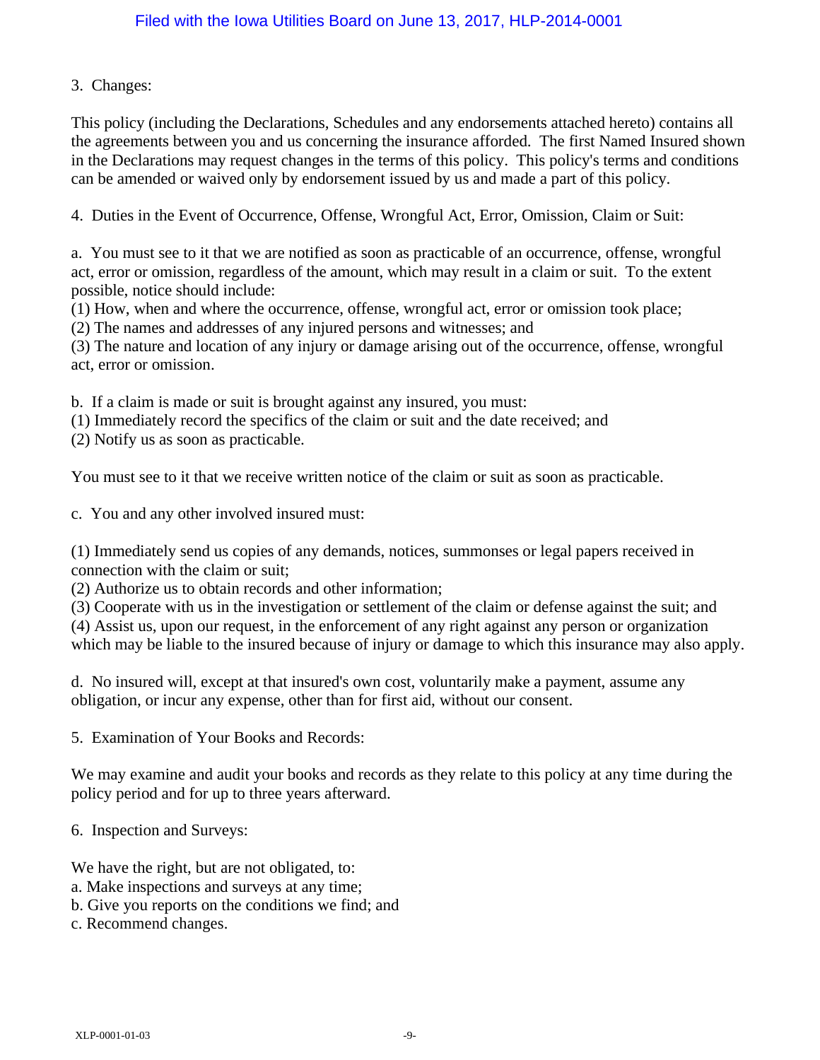3. Changes:

This policy (including the Declarations, Schedules and any endorsements attached hereto) contains all the agreements between you and us concerning the insurance afforded. The first Named Insured shown in the Declarations may request changes in the terms of this policy. This policy's terms and conditions can be amended or waived only by endorsement issued by us and made a part of this policy.

4. Duties in the Event of Occurrence, Offense, Wrongful Act, Error, Omission, Claim or Suit:

a. You must see to it that we are notified as soon as practicable of an occurrence, offense, wrongful act, error or omission, regardless of the amount, which may result in a claim or suit. To the extent possible, notice should include:
(1) How, when and where the occurrence, offense, wrongful act, error or omission took place;
(2) The names and addresses of any injured persons and witnesses; and
(3) The nature and location of any injury or damage arising out of the occurrence, offense, wrongful act, error or omission.

b. If a claim is made or suit is brought against any insured, you must:
(1) Immediately record the specifics of the claim or suit and the date received; and
(2) Notify us as soon as practicable.

You must see to it that we receive written notice of the claim or suit as soon as practicable.

c. You and any other involved insured must:

(1) Immediately send us copies of any demands, notices, summonses or legal papers received in connection with the claim or suit;
(2) Authorize us to obtain records and other information;
(3) Cooperate with us in the investigation or settlement of the claim or defense against the suit; and
(4) Assist us, upon our request, in the enforcement of any right against any person or organization which may be liable to the insured because of injury or damage to which this insurance may also apply.

d. No insured will, except at that insured's own cost, voluntarily make a payment, assume any obligation, or incur any expense, other than for first aid, without our consent.

5. Examination of Your Books and Records:

We may examine and audit your books and records as they relate to this policy at any time during the policy period and for up to three years afterward.

6. Inspection and Surveys:

We have the right, but are not obligated, to:
a. Make inspections and surveys at any time;
b. Give you reports on the conditions we find; and
c. Recommend changes.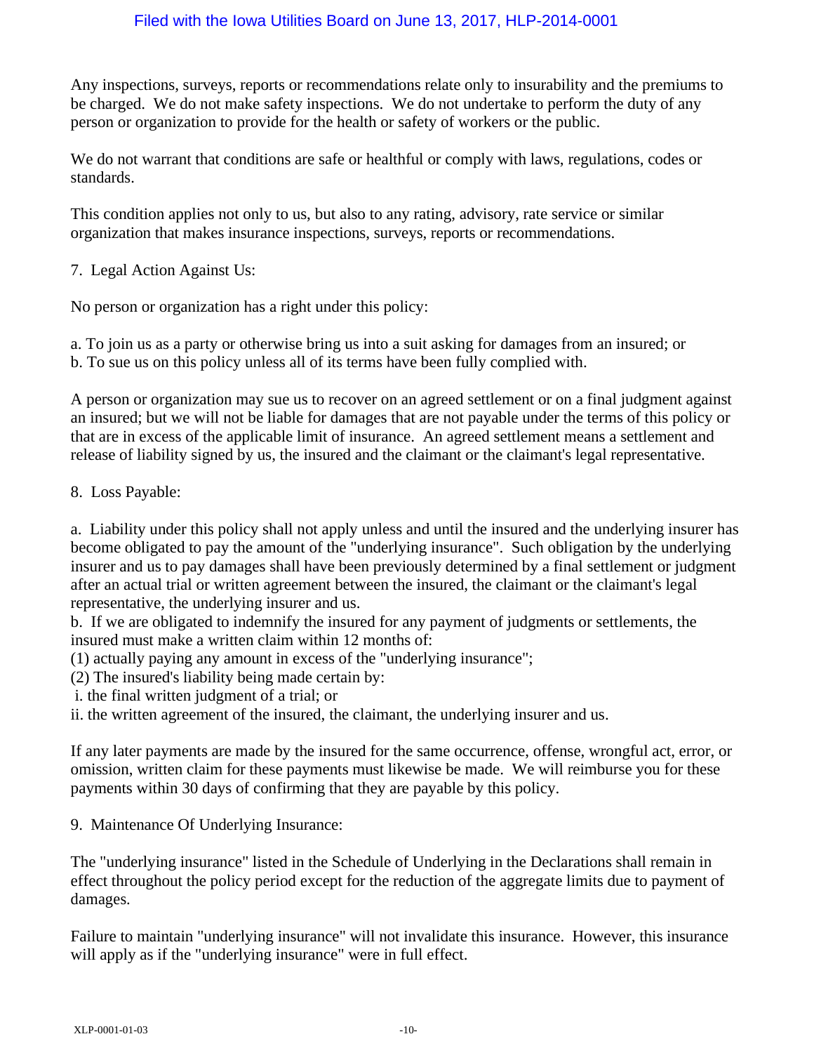Any inspections, surveys, reports or recommendations relate only to insurability and the premiums to be charged. We do not make safety inspections. We do not undertake to perform the duty of any person or organization to provide for the health or safety of workers or the public.

We do not warrant that conditions are safe or healthful or comply with laws, regulations, codes or standards.

This condition applies not only to us, but also to any rating, advisory, rate service or similar organization that makes insurance inspections, surveys, reports or recommendations.

7. Legal Action Against Us:

No person or organization has a right under this policy:

a. To join us as a party or otherwise bring us into a suit asking for damages from an insured; or
b. To sue us on this policy unless all of its terms have been fully complied with.

A person or organization may sue us to recover on an agreed settlement or on a final judgment against an insured; but we will not be liable for damages that are not payable under the terms of this policy or that are in excess of the applicable limit of insurance. An agreed settlement means a settlement and release of liability signed by us, the insured and the claimant or the claimant's legal representative.

8. Loss Payable:

a. Liability under this policy shall not apply unless and until the insured and the underlying insurer has become obligated to pay the amount of the "underlying insurance". Such obligation by the underlying insurer and us to pay damages shall have been previously determined by a final settlement or judgment after an actual trial or written agreement between the insured, the claimant or the claimant's legal representative, the underlying insurer and us.
b. If we are obligated to indemnify the insured for any payment of judgments or settlements, the insured must make a written claim within 12 months of:
(1) actually paying any amount in excess of the "underlying insurance";
(2) The insured's liability being made certain by:
i. the final written judgment of a trial; or
ii. the written agreement of the insured, the claimant, the underlying insurer and us.

If any later payments are made by the insured for the same occurrence, offense, wrongful act, error, or omission, written claim for these payments must likewise be made. We will reimburse you for these payments within 30 days of confirming that they are payable by this policy.

9. Maintenance Of Underlying Insurance:

The "underlying insurance" listed in the Schedule of Underlying in the Declarations shall remain in effect throughout the policy period except for the reduction of the aggregate limits due to payment of damages.

Failure to maintain "underlying insurance" will not invalidate this insurance. However, this insurance will apply as if the "underlying insurance" were in full effect.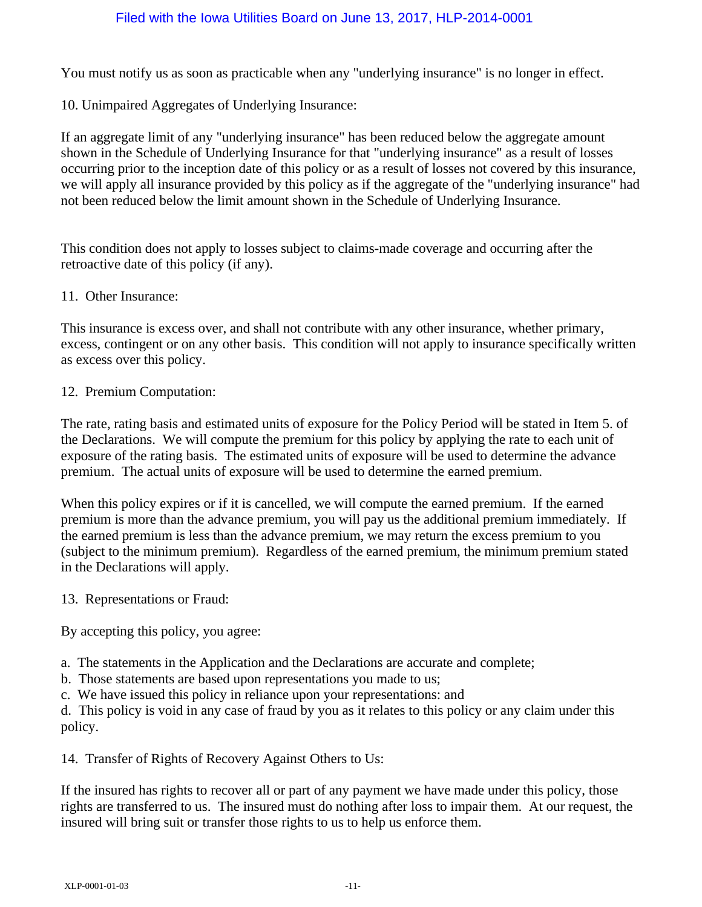You must notify us as soon as practicable when any "underlying insurance" is no longer in effect.

10. Unimpaired Aggregates of Underlying Insurance:

If an aggregate limit of any "underlying insurance" has been reduced below the aggregate amount shown in the Schedule of Underlying Insurance for that "underlying insurance" as a result of losses occurring prior to the inception date of this policy or as a result of losses not covered by this insurance, we will apply all insurance provided by this policy as if the aggregate of the "underlying insurance" had not been reduced below the limit amount shown in the Schedule of Underlying Insurance.

This condition does not apply to losses subject to claims-made coverage and occurring after the retroactive date of this policy (if any).

11. Other Insurance:

This insurance is excess over, and shall not contribute with any other insurance, whether primary, excess, contingent or on any other basis. This condition will not apply to insurance specifically written as excess over this policy.

12. Premium Computation:

The rate, rating basis and estimated units of exposure for the Policy Period will be stated in Item 5. of the Declarations. We will compute the premium for this policy by applying the rate to each unit of exposure of the rating basis. The estimated units of exposure will be used to determine the advance premium. The actual units of exposure will be used to determine the earned premium.

When this policy expires or if it is cancelled, we will compute the earned premium. If the earned premium is more than the advance premium, you will pay us the additional premium immediately. If the earned premium is less than the advance premium, we may return the excess premium to you (subject to the minimum premium). Regardless of the earned premium, the minimum premium stated in the Declarations will apply.

13. Representations or Fraud:

By accepting this policy, you agree:

a. The statements in the Application and the Declarations are accurate and complete;
b. Those statements are based upon representations you made to us;
c. We have issued this policy in reliance upon your representations: and
d. This policy is void in any case of fraud by you as it relates to this policy or any claim under this policy.

14. Transfer of Rights of Recovery Against Others to Us:

If the insured has rights to recover all or part of any payment we have made under this policy, those rights are transferred to us. The insured must do nothing after loss to impair them. At our request, the insured will bring suit or transfer those rights to us to help us enforce them.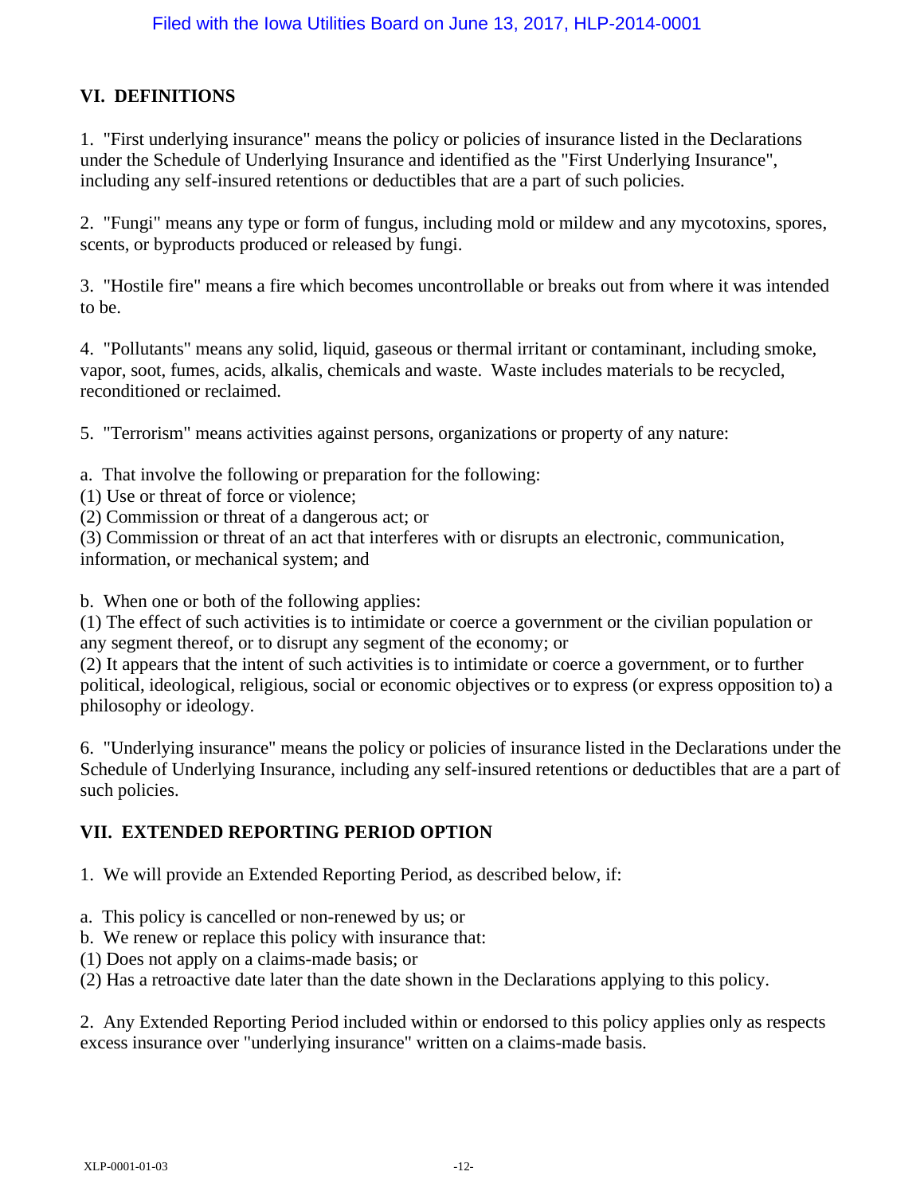## VI. DEFINITIONS

1. "First underlying insurance" means the policy or policies of insurance listed in the Declarations under the Schedule of Underlying Insurance and identified as the "First Underlying Insurance", including any self-insured retentions or deductibles that are a part of such policies.

2. "Fungi" means any type or form of fungus, including mold or mildew and any mycotoxins, spores, scents, or byproducts produced or released by fungi.

3. "Hostile fire" means a fire which becomes uncontrollable or breaks out from where it was intended to be.

4. "Pollutants" means any solid, liquid, gaseous or thermal irritant or contaminant, including smoke, vapor, soot, fumes, acids, alkalis, chemicals and waste. Waste includes materials to be recycled, reconditioned or reclaimed.

5. "Terrorism" means activities against persons, organizations or property of any nature:

a. That involve the following or preparation for the following:
(1) Use or threat of force or violence;
(2) Commission or threat of a dangerous act; or
(3) Commission or threat of an act that interferes with or disrupts an electronic, communication, information, or mechanical system; and

b. When one or both of the following applies:
(1) The effect of such activities is to intimidate or coerce a government or the civilian population or any segment thereof, or to disrupt any segment of the economy; or
(2) It appears that the intent of such activities is to intimidate or coerce a government, or to further political, ideological, religious, social or economic objectives or to express (or express opposition to) a philosophy or ideology.

6. "Underlying insurance" means the policy or policies of insurance listed in the Declarations under the Schedule of Underlying Insurance, including any self-insured retentions or deductibles that are a part of such policies.

## VII. EXTENDED REPORTING PERIOD OPTION

1. We will provide an Extended Reporting Period, as described below, if:

a. This policy is cancelled or non-renewed by us; or
b. We renew or replace this policy with insurance that:
(1) Does not apply on a claims-made basis; or
(2) Has a retroactive date later than the date shown in the Declarations applying to this policy.

2. Any Extended Reporting Period included within or endorsed to this policy applies only as respects excess insurance over "underlying insurance" written on a claims-made basis.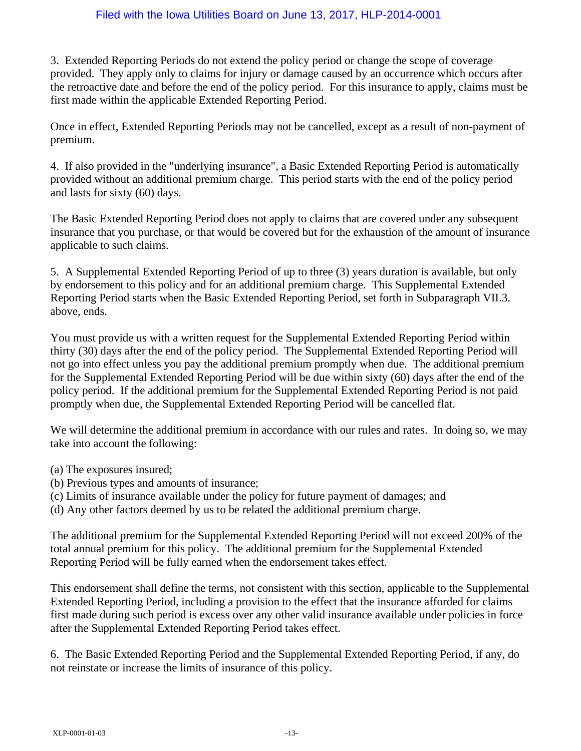3. Extended Reporting Periods do not extend the policy period or change the scope of coverage provided. They apply only to claims for injury or damage caused by an occurrence which occurs after the retroactive date and before the end of the policy period. For this insurance to apply, claims must be first made within the applicable Extended Reporting Period.

Once in effect, Extended Reporting Periods may not be cancelled, except as a result of non-payment of premium.

4. If also provided in the "underlying insurance", a Basic Extended Reporting Period is automatically provided without an additional premium charge. This period starts with the end of the policy period and lasts for sixty (60) days.

The Basic Extended Reporting Period does not apply to claims that are covered under any subsequent insurance that you purchase, or that would be covered but for the exhaustion of the amount of insurance applicable to such claims.

5. A Supplemental Extended Reporting Period of up to three (3) years duration is available, but only by endorsement to this policy and for an additional premium charge. This Supplemental Extended Reporting Period starts when the Basic Extended Reporting Period, set forth in Subparagraph VII.3. above, ends.

You must provide us with a written request for the Supplemental Extended Reporting Period within thirty (30) days after the end of the policy period. The Supplemental Extended Reporting Period will not go into effect unless you pay the additional premium promptly when due. The additional premium for the Supplemental Extended Reporting Period will be due within sixty (60) days after the end of the policy period. If the additional premium for the Supplemental Extended Reporting Period is not paid promptly when due, the Supplemental Extended Reporting Period will be cancelled flat.

We will determine the additional premium in accordance with our rules and rates. In doing so, we may take into account the following:

(a) The exposures insured;
(b) Previous types and amounts of insurance;
(c) Limits of insurance available under the policy for future payment of damages; and
(d) Any other factors deemed by us to be related the additional premium charge.

The additional premium for the Supplemental Extended Reporting Period will not exceed 200% of the total annual premium for this policy. The additional premium for the Supplemental Extended Reporting Period will be fully earned when the endorsement takes effect.

This endorsement shall define the terms, not consistent with this section, applicable to the Supplemental Extended Reporting Period, including a provision to the effect that the insurance afforded for claims first made during such period is excess over any other valid insurance available under policies in force after the Supplemental Extended Reporting Period takes effect.

6. The Basic Extended Reporting Period and the Supplemental Extended Reporting Period, if any, do not reinstate or increase the limits of insurance of this policy.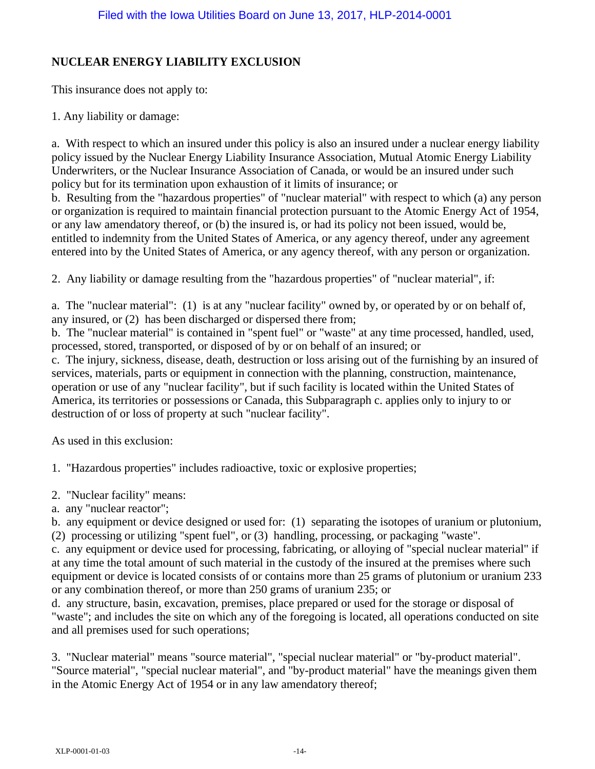## NUCLEAR ENERGY LIABILITY EXCLUSION

This insurance does not apply to:

1. Any liability or damage:

a. With respect to which an insured under this policy is also an insured under a nuclear energy liability policy issued by the Nuclear Energy Liability Insurance Association, Mutual Atomic Energy Liability Underwriters, or the Nuclear Insurance Association of Canada, or would be an insured under such policy but for its termination upon exhaustion of it limits of insurance; or
b. Resulting from the "hazardous properties" of "nuclear material" with respect to which (a) any person or organization is required to maintain financial protection pursuant to the Atomic Energy Act of 1954, or any law amendatory thereof, or (b) the insured is, or had its policy not been issued, would be, entitled to indemnity from the United States of America, or any agency thereof, under any agreement entered into by the United States of America, or any agency thereof, with any person or organization.

2. Any liability or damage resulting from the "hazardous properties" of "nuclear material", if:

a. The "nuclear material": (1) is at any "nuclear facility" owned by, or operated by or on behalf of, any insured, or (2) has been discharged or dispersed there from;
b. The "nuclear material" is contained in "spent fuel" or "waste" at any time processed, handled, used, processed, stored, transported, or disposed of by or on behalf of an insured; or
c. The injury, sickness, disease, death, destruction or loss arising out of the furnishing by an insured of services, materials, parts or equipment in connection with the planning, construction, maintenance, operation or use of any "nuclear facility", but if such facility is located within the United States of America, its territories or possessions or Canada, this Subparagraph c. applies only to injury to or destruction of or loss of property at such "nuclear facility".

As used in this exclusion:

1. "Hazardous properties" includes radioactive, toxic or explosive properties;

2. "Nuclear facility" means:
a. any "nuclear reactor";
b. any equipment or device designed or used for: (1) separating the isotopes of uranium or plutonium, (2) processing or utilizing "spent fuel", or (3) handling, processing, or packaging "waste".
c. any equipment or device used for processing, fabricating, or alloying of "special nuclear material" if at any time the total amount of such material in the custody of the insured at the premises where such equipment or device is located consists of or contains more than 25 grams of plutonium or uranium 233 or any combination thereof, or more than 250 grams of uranium 235; or
d. any structure, basin, excavation, premises, place prepared or used for the storage or disposal of "waste"; and includes the site on which any of the foregoing is located, all operations conducted on site and all premises used for such operations;

3. "Nuclear material" means "source material", "special nuclear material" or "by-product material". "Source material", "special nuclear material", and "by-product material" have the meanings given them in the Atomic Energy Act of 1954 or in any law amendatory thereof;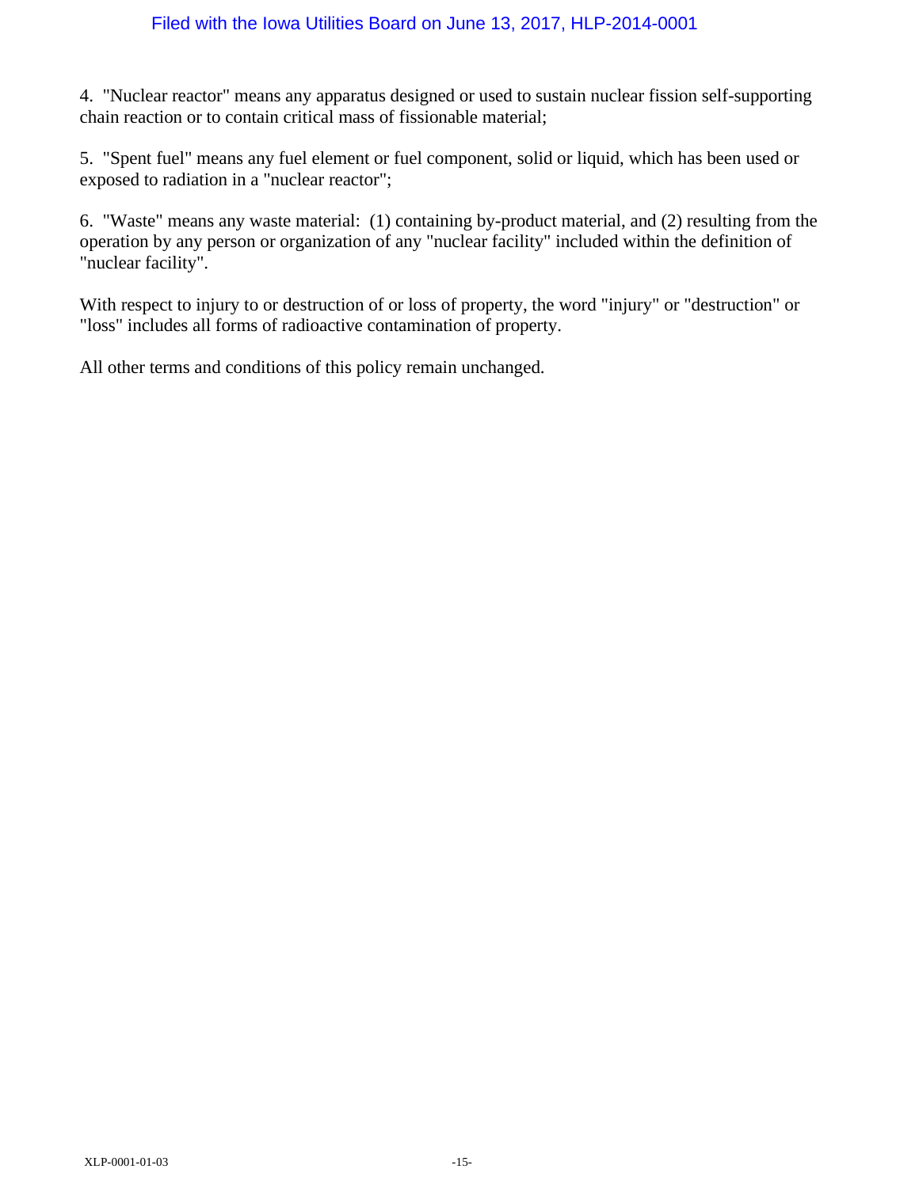4. "Nuclear reactor" means any apparatus designed or used to sustain nuclear fission self-supporting chain reaction or to contain critical mass of fissionable material;

5. "Spent fuel" means any fuel element or fuel component, solid or liquid, which has been used or exposed to radiation in a "nuclear reactor";

6. "Waste" means any waste material: (1) containing by-product material, and (2) resulting from the operation by any person or organization of any "nuclear facility" included within the definition of "nuclear facility".

With respect to injury to or destruction of or loss of property, the word "injury" or "destruction" or "loss" includes all forms of radioactive contamination of property.

All other terms and conditions of this policy remain unchanged.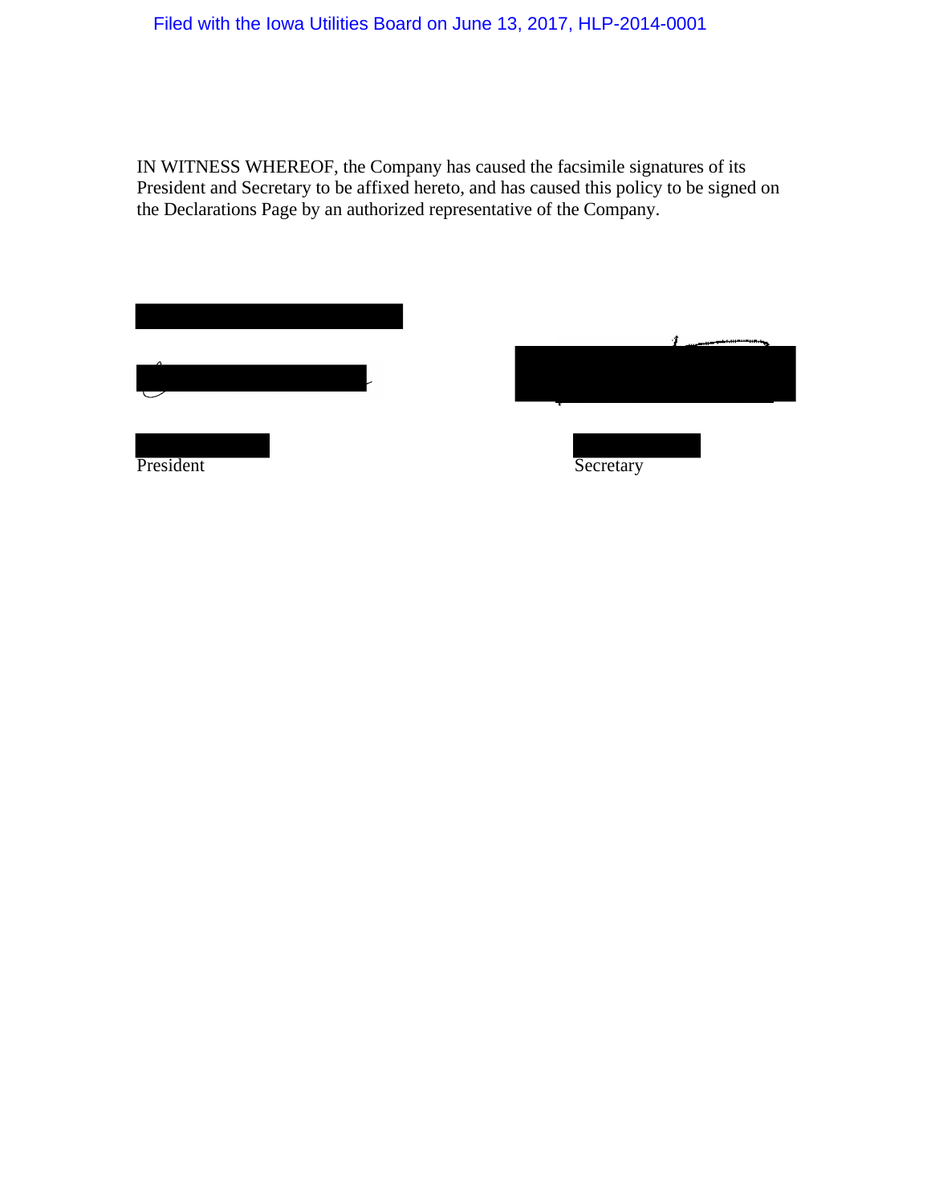Filed with the Iowa Utilities Board on June 13, 2017, HLP-2014-0001

IN WITNESS WHEREOF, the Company has caused the facsimile signatures of its President and Secretary to be affixed hereto, and has caused this policy to be signed on the Declarations Page by an authorized representative of the Company.

President

Secretary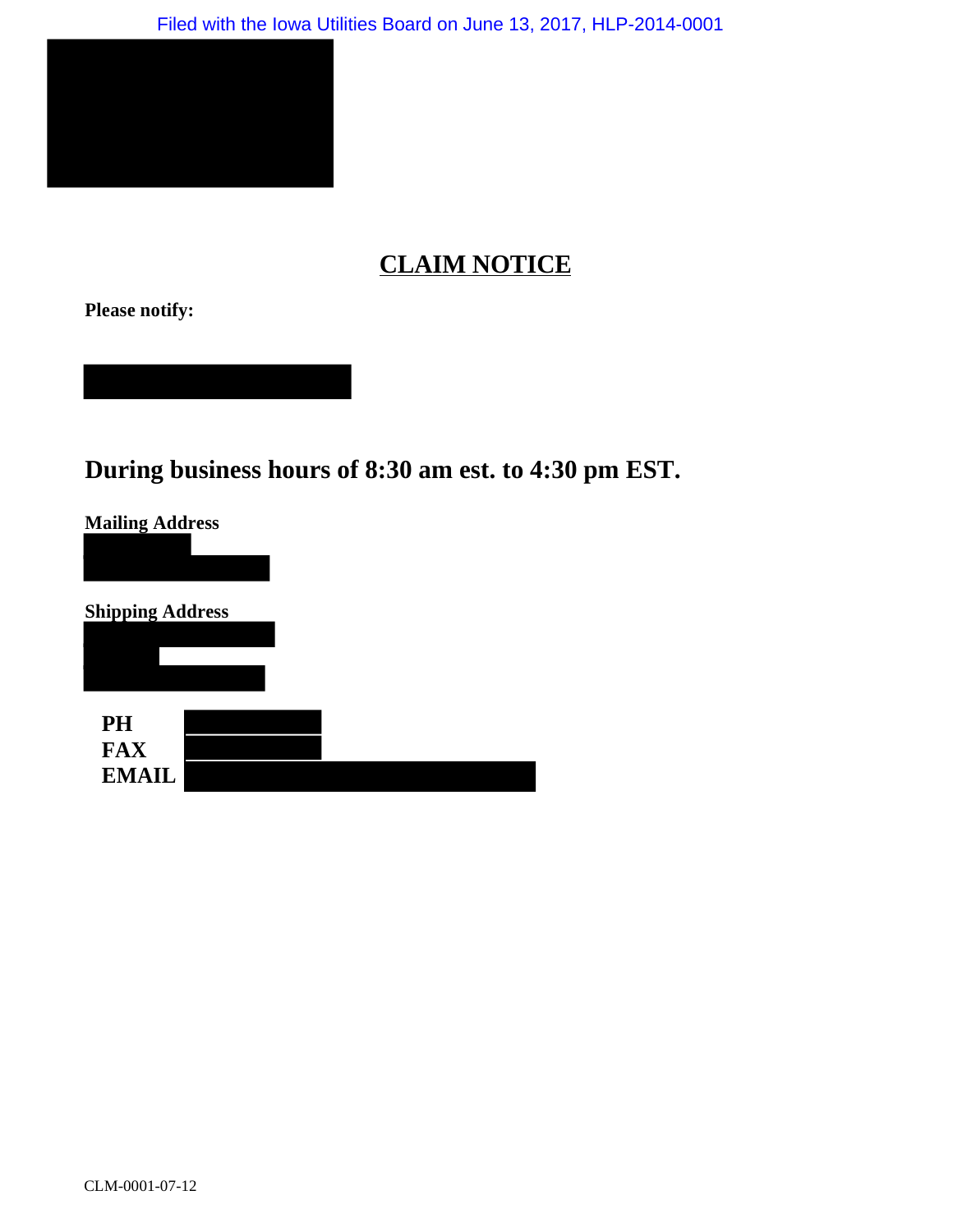# CLAIM NOTICE

**Please notify:**

## During business hours of 8:30 am est. to 4:30 pm EST.

**Mailing Address**

**Shipping Address**

**PH**
**FAX**
**EMAIL**

CLM-0001-07-12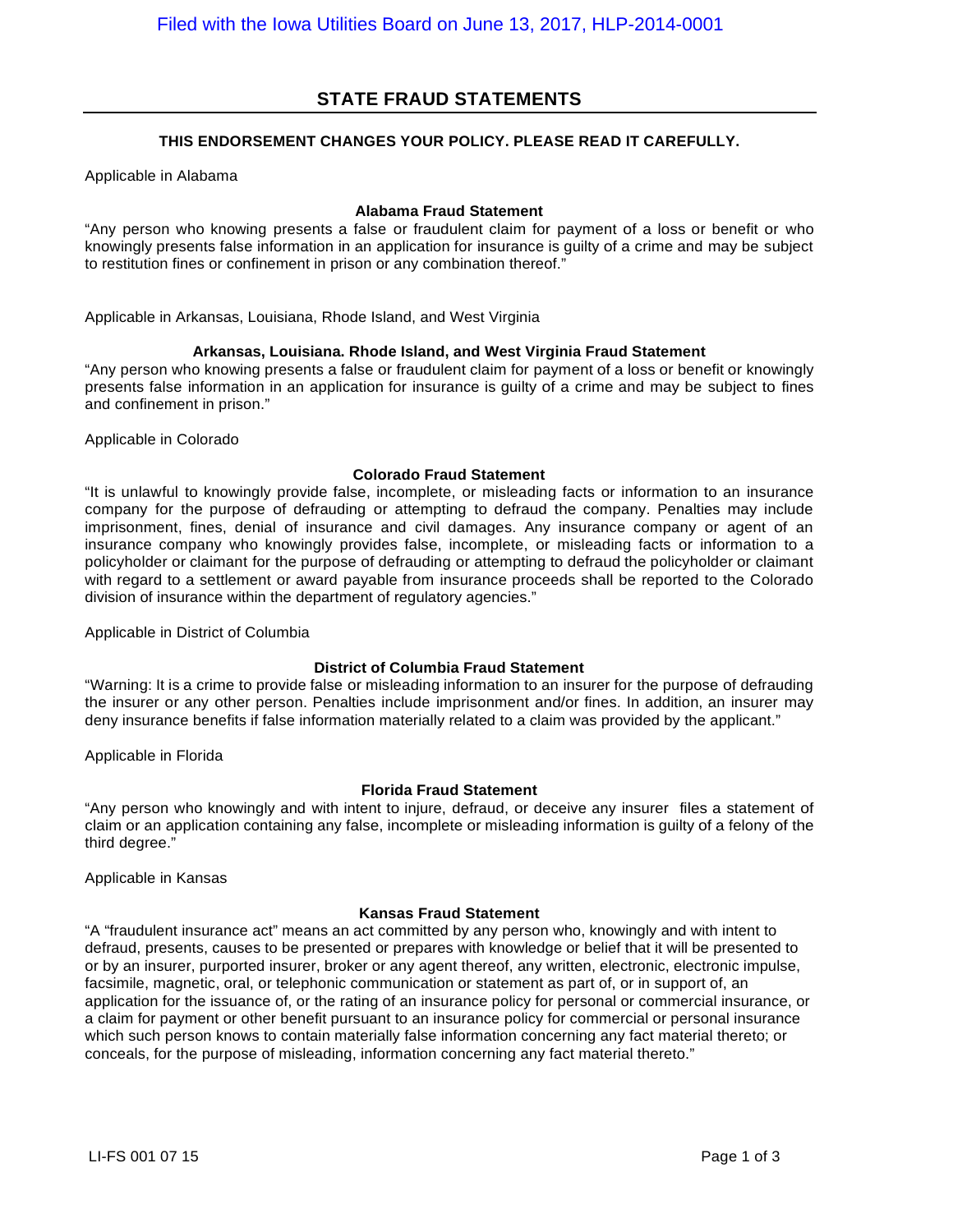## STATE FRAUD STATEMENTS

**THIS ENDORSEMENT CHANGES YOUR POLICY. PLEASE READ IT CAREFULLY.**

Applicable in Alabama

**Alabama Fraud Statement**

"Any person who knowing presents a false or fraudulent claim for payment of a loss or benefit or who knowingly presents false information in an application for insurance is guilty of a crime and may be subject to restitution fines or confinement in prison or any combination thereof."

Applicable in Arkansas, Louisiana, Rhode Island, and West Virginia

**Arkansas, Louisiana. Rhode Island, and West Virginia Fraud Statement**

"Any person who knowing presents a false or fraudulent claim for payment of a loss or benefit or knowingly presents false information in an application for insurance is guilty of a crime and may be subject to fines and confinement in prison."

Applicable in Colorado

**Colorado Fraud Statement**

"It is unlawful to knowingly provide false, incomplete, or misleading facts or information to an insurance company for the purpose of defrauding or attempting to defraud the company. Penalties may include imprisonment, fines, denial of insurance and civil damages. Any insurance company or agent of an insurance company who knowingly provides false, incomplete, or misleading facts or information to a policyholder or claimant for the purpose of defrauding or attempting to defraud the policyholder or claimant with regard to a settlement or award payable from insurance proceeds shall be reported to the Colorado division of insurance within the department of regulatory agencies."

Applicable in District of Columbia

**District of Columbia Fraud Statement**

"Warning: It is a crime to provide false or misleading information to an insurer for the purpose of defrauding the insurer or any other person. Penalties include imprisonment and/or fines. In addition, an insurer may deny insurance benefits if false information materially related to a claim was provided by the applicant."

Applicable in Florida

**Florida Fraud Statement**

"Any person who knowingly and with intent to injure, defraud, or deceive any insurer files a statement of claim or an application containing any false, incomplete or misleading information is guilty of a felony of the third degree."

Applicable in Kansas

**Kansas Fraud Statement**

"A "fraudulent insurance act" means an act committed by any person who, knowingly and with intent to defraud, presents, causes to be presented or prepares with knowledge or belief that it will be presented to or by an insurer, purported insurer, broker or any agent thereof, any written, electronic, electronic impulse, facsimile, magnetic, oral, or telephonic communication or statement as part of, or in support of, an application for the issuance of, or the rating of an insurance policy for personal or commercial insurance, or a claim for payment or other benefit pursuant to an insurance policy for commercial or personal insurance which such person knows to contain materially false information concerning any fact material thereto; or conceals, for the purpose of misleading, information concerning any fact material thereto."

LI-FS 001 07 15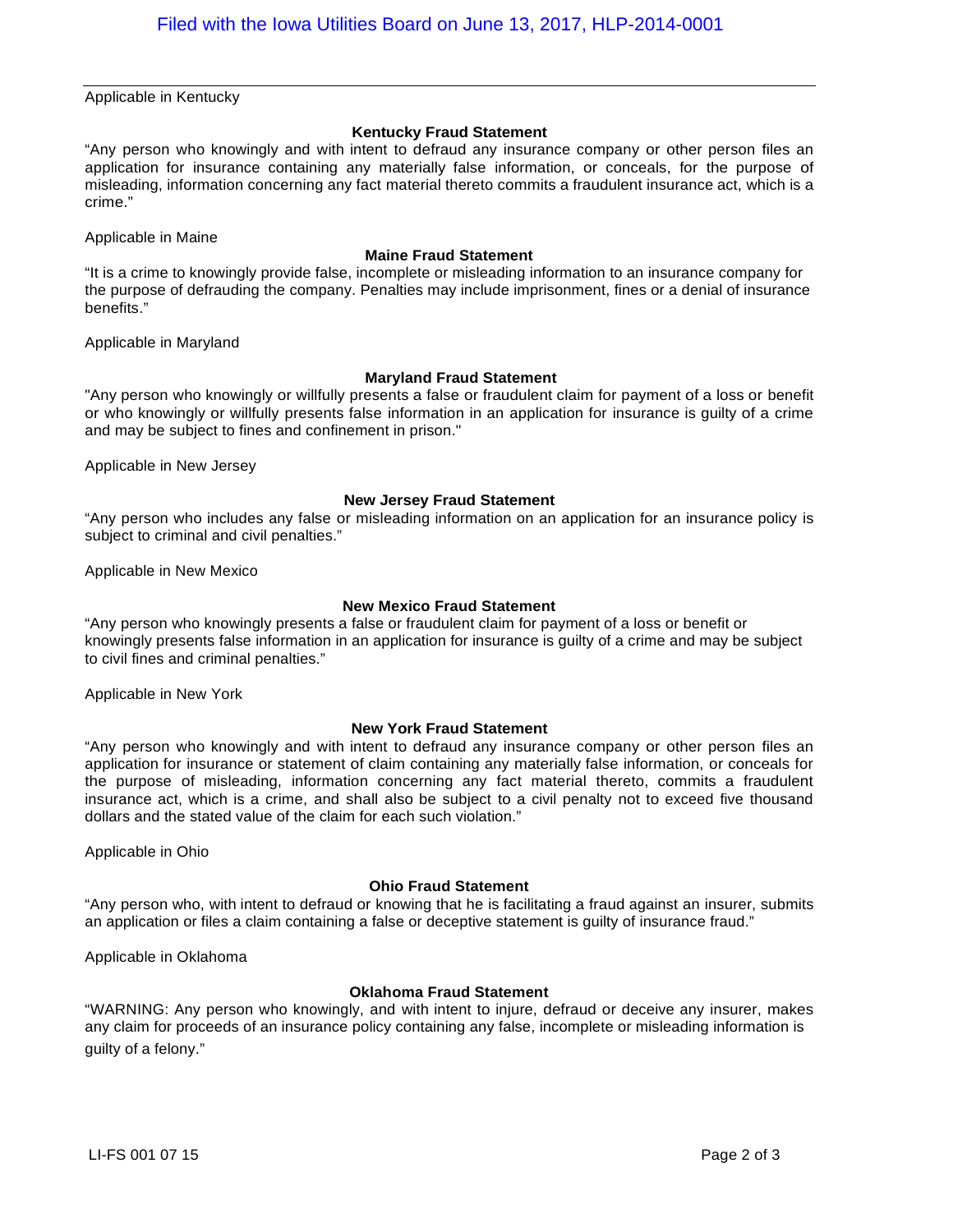Applicable in Kentucky

### Kentucky Fraud Statement

"Any person who knowingly and with intent to defraud any insurance company or other person files an application for insurance containing any materially false information, or conceals, for the purpose of misleading, information concerning any fact material thereto commits a fraudulent insurance act, which is a crime."

Applicable in Maine

### Maine Fraud Statement

"It is a crime to knowingly provide false, incomplete or misleading information to an insurance company for the purpose of defrauding the company. Penalties may include imprisonment, fines or a denial of insurance benefits."

Applicable in Maryland

### Maryland Fraud Statement

"Any person who knowingly or willfully presents a false or fraudulent claim for payment of a loss or benefit or who knowingly or willfully presents false information in an application for insurance is guilty of a crime and may be subject to fines and confinement in prison."

Applicable in New Jersey

### New Jersey Fraud Statement

"Any person who includes any false or misleading information on an application for an insurance policy is subject to criminal and civil penalties."

Applicable in New Mexico

### New Mexico Fraud Statement

"Any person who knowingly presents a false or fraudulent claim for payment of a loss or benefit or knowingly presents false information in an application for insurance is guilty of a crime and may be subject to civil fines and criminal penalties."

Applicable in New York

### New York Fraud Statement

"Any person who knowingly and with intent to defraud any insurance company or other person files an application for insurance or statement of claim containing any materially false information, or conceals for the purpose of misleading, information concerning any fact material thereto, commits a fraudulent insurance act, which is a crime, and shall also be subject to a civil penalty not to exceed five thousand dollars and the stated value of the claim for each such violation."

Applicable in Ohio

### Ohio Fraud Statement

"Any person who, with intent to defraud or knowing that he is facilitating a fraud against an insurer, submits an application or files a claim containing a false or deceptive statement is guilty of insurance fraud."

Applicable in Oklahoma

### Oklahoma Fraud Statement

"WARNING: Any person who knowingly, and with intent to injure, defraud or deceive any insurer, makes any claim for proceeds of an insurance policy containing any false, incomplete or misleading information is guilty of a felony."

LI-FS 001 07 15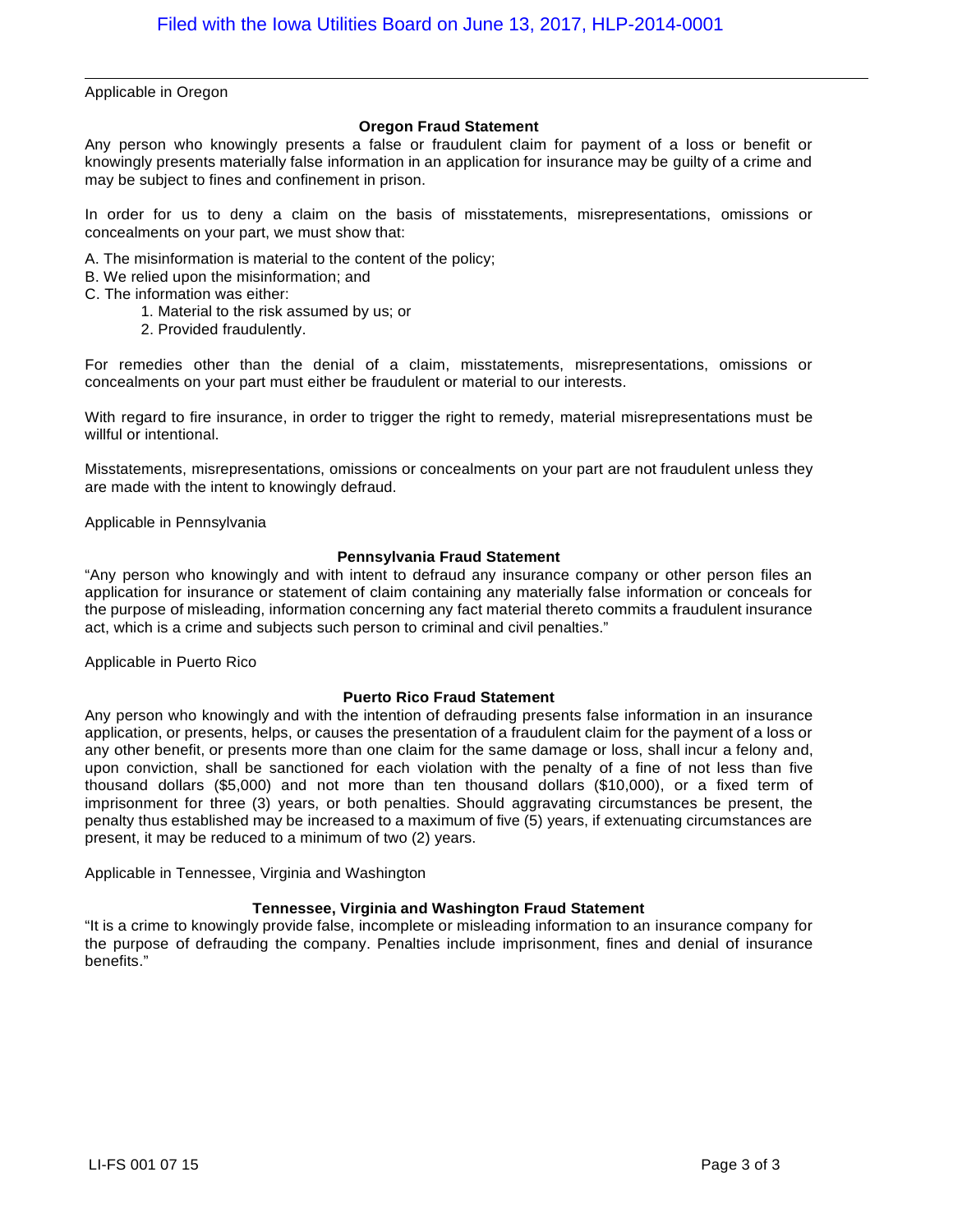Applicable in Oregon

### Oregon Fraud Statement

Any person who knowingly presents a false or fraudulent claim for payment of a loss or benefit or knowingly presents materially false information in an application for insurance may be guilty of a crime and may be subject to fines and confinement in prison.

In order for us to deny a claim on the basis of misstatements, misrepresentations, omissions or concealments on your part, we must show that:

A. The misinformation is material to the content of the policy;
B. We relied upon the misinformation; and
C. The information was either:
   1. Material to the risk assumed by us; or
   2. Provided fraudulently.

For remedies other than the denial of a claim, misstatements, misrepresentations, omissions or concealments on your part must either be fraudulent or material to our interests.

With regard to fire insurance, in order to trigger the right to remedy, material misrepresentations must be willful or intentional.

Misstatements, misrepresentations, omissions or concealments on your part are not fraudulent unless they are made with the intent to knowingly defraud.

Applicable in Pennsylvania

### Pennsylvania Fraud Statement

"Any person who knowingly and with intent to defraud any insurance company or other person files an application for insurance or statement of claim containing any materially false information or conceals for the purpose of misleading, information concerning any fact material thereto commits a fraudulent insurance act, which is a crime and subjects such person to criminal and civil penalties."

Applicable in Puerto Rico

### Puerto Rico Fraud Statement

Any person who knowingly and with the intention of defrauding presents false information in an insurance application, or presents, helps, or causes the presentation of a fraudulent claim for the payment of a loss or any other benefit, or presents more than one claim for the same damage or loss, shall incur a felony and, upon conviction, shall be sanctioned for each violation with the penalty of a fine of not less than five thousand dollars ($5,000) and not more than ten thousand dollars ($10,000), or a fixed term of imprisonment for three (3) years, or both penalties. Should aggravating circumstances be present, the penalty thus established may be increased to a maximum of five (5) years, if extenuating circumstances are present, it may be reduced to a minimum of two (2) years.

Applicable in Tennessee, Virginia and Washington

### Tennessee, Virginia and Washington Fraud Statement

"It is a crime to knowingly provide false, incomplete or misleading information to an insurance company for the purpose of defrauding the company. Penalties include imprisonment, fines and denial of insurance benefits."